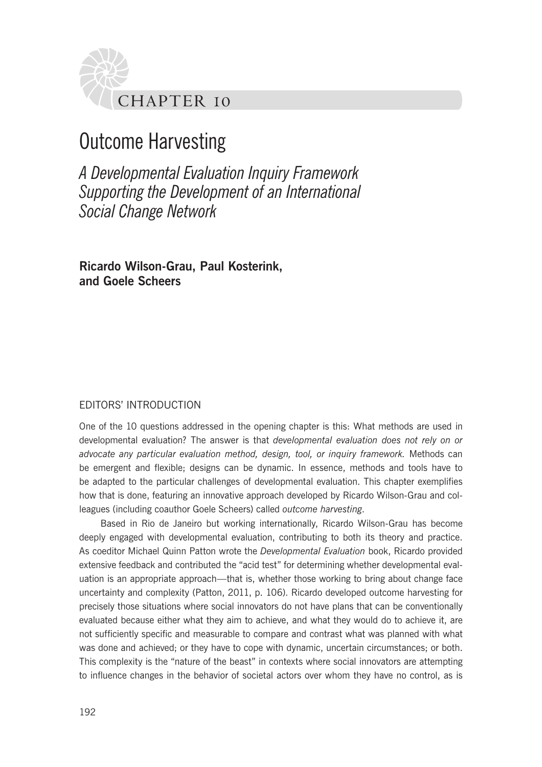CHAPTER 10

# Outcome Harvesting

## *A Developmental Evaluation Inquiry Framework Supporting the Development of an International Social Change Network*

**Ricardo Wilson-Grau, Paul Kosterink, and Goele Scheers**

### EDITORS' INTRODUCTION

One of the 10 questions addressed in the opening chapter is this: What methods are used in developmental evaluation? The answer is that *developmental evaluation does not rely on or advocate any particular evaluation method, design, tool, or inquiry framework.* Methods can be emergent and flexible; designs can be dynamic. In essence, methods and tools have to be adapted to the particular challenges of developmental evaluation. This chapter exemplifies how that is done, featuring an innovative approach developed by Ricardo Wilson-Grau and colleagues (including coauthor Goele Scheers) called *outcome harvesting*.

Based in Rio de Janeiro but working internationally, Ricardo Wilson-Grau has become deeply engaged with developmental evaluation, contributing to both its theory and practice. As coeditor Michael Quinn Patton wrote the *Developmental Evaluation* book, Ricardo provided extensive feedback and contributed the "acid test" for determining whether developmental evaluation is an appropriate approach—that is, whether those working to bring about change face uncertainty and complexity (Patton, 2011, p. 106). Ricardo developed outcome harvesting for precisely those situations where social innovators do not have plans that can be conventionally evaluated because either what they aim to achieve, and what they would do to achieve it, are not sufficiently specific and measurable to compare and contrast what was planned with what was done and achieved; or they have to cope with dynamic, uncertain circumstances; or both. This complexity is the "nature of the beast" in contexts where social innovators are attempting to influence changes in the behavior of societal actors over whom they have no control, as is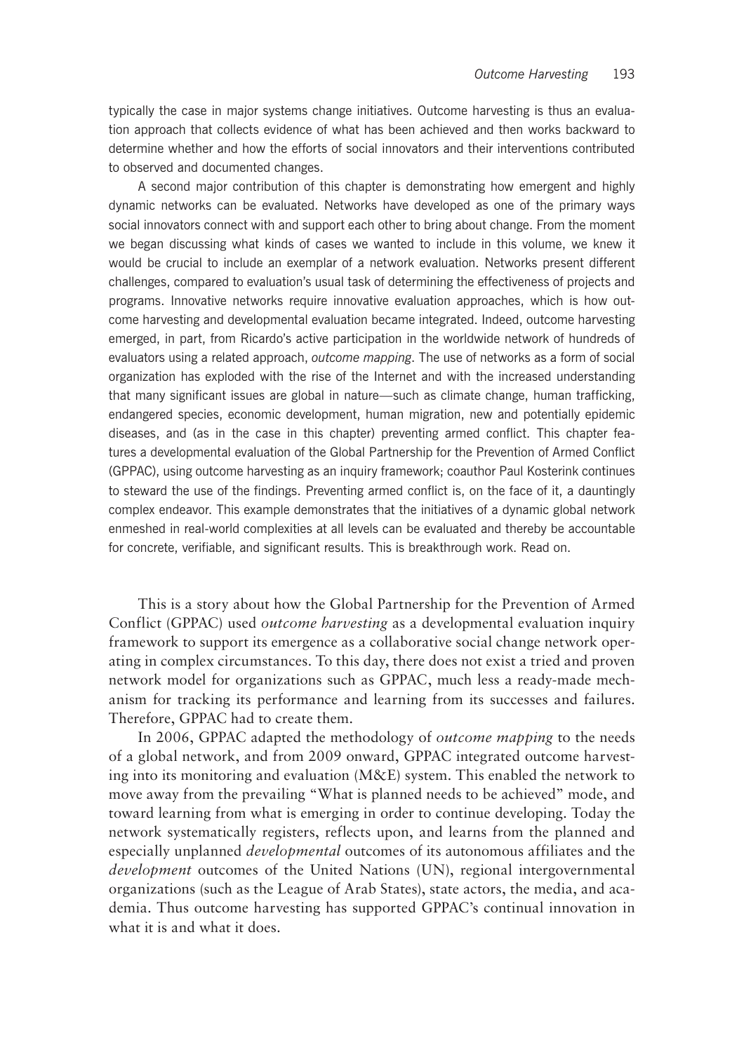typically the case in major systems change initiatives. Outcome harvesting is thus an evaluation approach that collects evidence of what has been achieved and then works backward to determine whether and how the efforts of social innovators and their interventions contributed to observed and documented changes.

A second major contribution of this chapter is demonstrating how emergent and highly dynamic networks can be evaluated. Networks have developed as one of the primary ways social innovators connect with and support each other to bring about change. From the moment we began discussing what kinds of cases we wanted to include in this volume, we knew it would be crucial to include an exemplar of a network evaluation. Networks present different challenges, compared to evaluation's usual task of determining the effectiveness of projects and programs. Innovative networks require innovative evaluation approaches, which is how outcome harvesting and developmental evaluation became integrated. Indeed, outcome harvesting emerged, in part, from Ricardo's active participation in the worldwide network of hundreds of evaluators using a related approach, *outcome mapping*. The use of networks as a form of social organization has exploded with the rise of the Internet and with the increased understanding that many significant issues are global in nature—such as climate change, human trafficking, endangered species, economic development, human migration, new and potentially epidemic diseases, and (as in the case in this chapter) preventing armed conflict. This chapter features a developmental evaluation of the Global Partnership for the Prevention of Armed Conflict (GPPAC), using outcome harvesting as an inquiry framework; coauthor Paul Kosterink continues to steward the use of the findings. Preventing armed conflict is, on the face of it, a dauntingly complex endeavor. This example demonstrates that the initiatives of a dynamic global network enmeshed in real-world complexities at all levels can be evaluated and thereby be accountable for concrete, verifiable, and significant results. This is breakthrough work. Read on.

This is a story about how the Global Partnership for the Prevention of Armed Conflict (GPPAC) used *outcome harvesting* as a developmental evaluation inquiry framework to support its emergence as a collaborative social change network operating in complex circumstances. To this day, there does not exist a tried and proven network model for organizations such as GPPAC, much less a ready-made mechanism for tracking its performance and learning from its successes and failures. Therefore, GPPAC had to create them.

In 2006, GPPAC adapted the methodology of *outcome mapping* to the needs of a global network, and from 2009 onward, GPPAC integrated outcome harvesting into its monitoring and evaluation (M&E) system. This enabled the network to move away from the prevailing "What is planned needs to be achieved" mode, and toward learning from what is emerging in order to continue developing. Today the network systematically registers, reflects upon, and learns from the planned and especially unplanned *developmental* outcomes of its autonomous affiliates and the *development* outcomes of the United Nations (UN), regional intergovernmental organizations (such as the League of Arab States), state actors, the media, and academia. Thus outcome harvesting has supported GPPAC's continual innovation in what it is and what it does.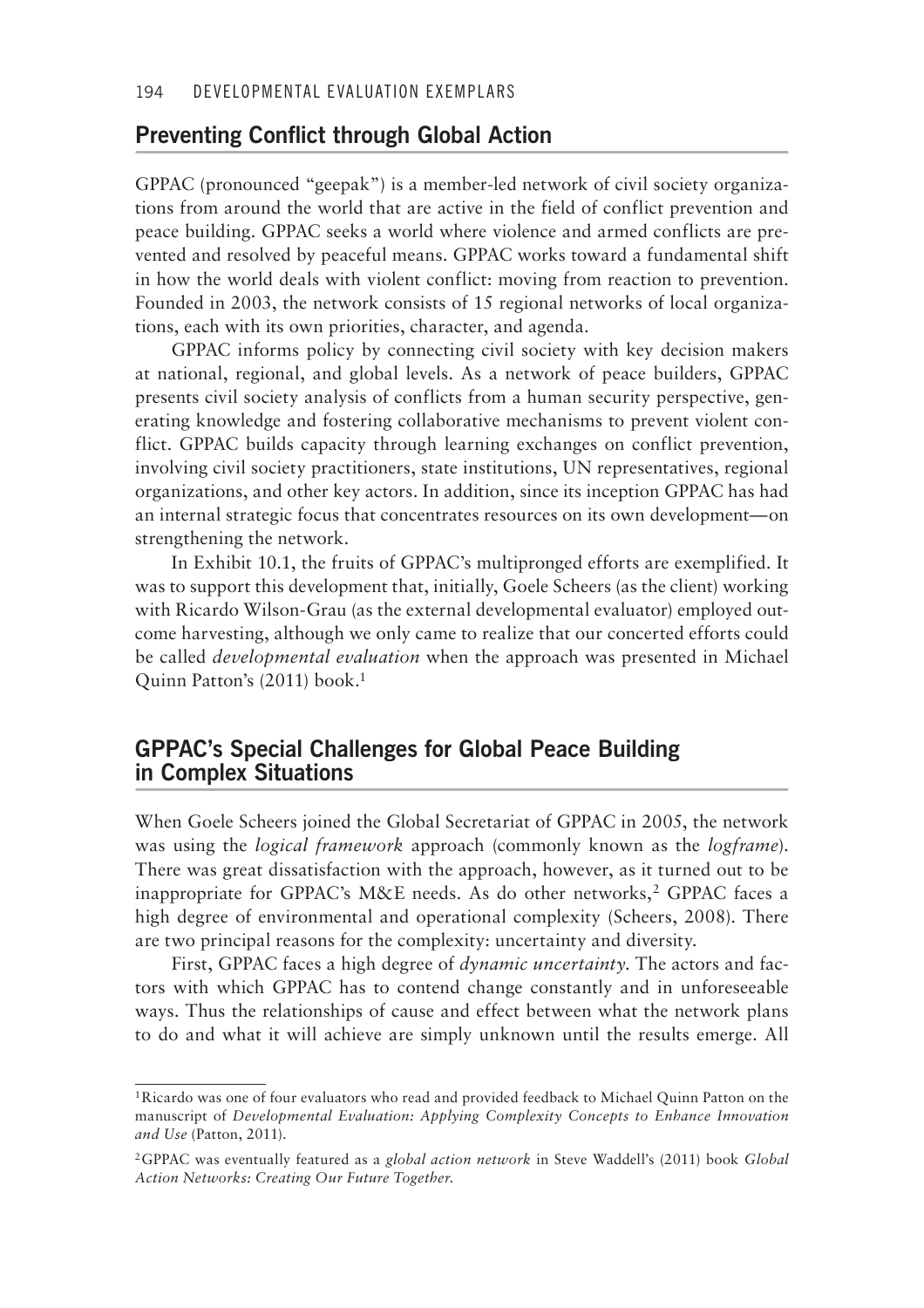## Preventing Conflict through Global Action

GPPAC (pronounced "geepak") is a member-led network of civil society organizations from around the world that are active in the field of conflict prevention and peace building. GPPAC seeks a world where violence and armed conflicts are prevented and resolved by peaceful means. GPPAC works toward a fundamental shift in how the world deals with violent conflict: moving from reaction to prevention. Founded in 2003, the network consists of 15 regional networks of local organizations, each with its own priorities, character, and agenda.

GPPAC informs policy by connecting civil society with key decision makers at national, regional, and global levels. As a network of peace builders, GPPAC presents civil society analysis of conflicts from a human security perspective, generating knowledge and fostering collaborative mechanisms to prevent violent conflict. GPPAC builds capacity through learning exchanges on conflict prevention, involving civil society practitioners, state institutions, UN representatives, regional organizations, and other key actors. In addition, since its inception GPPAC has had an internal strategic focus that concentrates resources on its own development—on strengthening the network.

In Exhibit 10.1, the fruits of GPPAC's multipronged efforts are exemplified. It was to support this development that, initially, Goele Scheers (as the client) working with Ricardo Wilson-Grau (as the external developmental evaluator) employed outcome harvesting, although we only came to realize that our concerted efforts could be called *developmental evaluation* when the approach was presented in Michael Quinn Patton's (2011) book.[1]

## GPPAC's Special Challenges for Global Peace Building in Complex Situations

When Goele Scheers joined the Global Secretariat of GPPAC in 2005, the network was using the *logical framework* approach (commonly known as the *logframe*). There was great dissatisfaction with the approach, however, as it turned out to be inappropriate for GPPAC's M&E needs. As do other networks,[2] GPPAC faces a high degree of environmental and operational complexity (Scheers, 2008). There are two principal reasons for the complexity: uncertainty and diversity.

First, GPPAC faces a high degree of *dynamic uncertainty*. The actors and factors with which GPPAC has to contend change constantly and in unforeseeable ways. Thus the relationships of cause and effect between what the network plans to do and what it will achieve are simply unknown until the results emerge. All

---

[1] Ricardo was one of four evaluators who read and provided feedback to Michael Quinn Patton on the manuscript of *Developmental Evaluation: Applying Complexity Concepts to Enhance Innovation and Use* (Patton, 2011).

[2] GPPAC was eventually featured as a *global action network* in Steve Waddell's (2011) book *Global Action Networks: Creating Our Future Together*.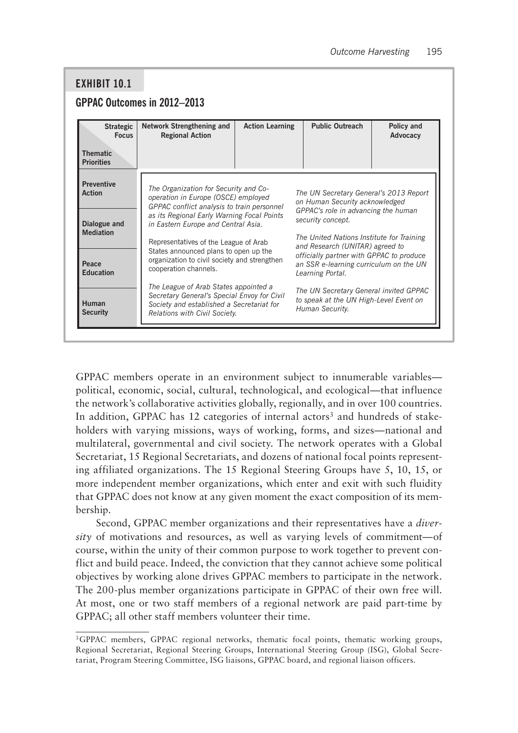**EXHIBIT 10.1**

**GPPAC Outcomes in 2012–2013**

| Strategic Focus / Thematic Priorities | Network Strengthening and Regional Action | Action Learning | Public Outreach | Policy and Advocacy |
|---|---|---|---|---|
| Preventive Action | *The Organization for Security and Co-operation in Europe (OSCE) employed GPPAC conflict analysis to train personnel as its Regional Early Warning Focal Points in Eastern Europe and Central Asia.* | | *The UN Secretary General's 2013 Report on Human Security acknowledged GPPAC's role in advancing the human security concept.* | |
| Dialogue and Mediation | Representatives of the League of Arab States announced plans to open up the organization to civil society and strengthen cooperation channels. | | *The United Nations Institute for Training and Research (UNITAR) agreed to officially partner with GPPAC to produce an SSR e-learning curriculum on the UN Learning Portal.* | |
| Peace Education | | | | |
| Human Security | *The League of Arab States appointed a Secretary General's Special Envoy for Civil Society and established a Secretariat for Relations with Civil Society.* | | *The UN Secretary General invited GPPAC to speak at the UN High-Level Event on Human Security.* | |

GPPAC members operate in an environment subject to innumerable variables—political, economic, social, cultural, technological, and ecological—that influence the network's collaborative activities globally, regionally, and in over 100 countries. In addition, GPPAC has 12 categories of internal actors[3] and hundreds of stakeholders with varying missions, ways of working, forms, and sizes—national and multilateral, governmental and civil society. The network operates with a Global Secretariat, 15 Regional Secretariats, and dozens of national focal points representing affiliated organizations. The 15 Regional Steering Groups have 5, 10, 15, or more independent member organizations, which enter and exit with such fluidity that GPPAC does not know at any given moment the exact composition of its membership.

Second, GPPAC member organizations and their representatives have a *diversity* of motivations and resources, as well as varying levels of commitment—of course, within the unity of their common purpose to work together to prevent conflict and build peace. Indeed, the conviction that they cannot achieve some political objectives by working alone drives GPPAC members to participate in the network. The 200-plus member organizations participate in GPPAC of their own free will. At most, one or two staff members of a regional network are paid part-time by GPPAC; all other staff members volunteer their time.

[3]GPPAC members, GPPAC regional networks, thematic focal points, thematic working groups, Regional Secretariat, Regional Steering Groups, International Steering Group (ISG), Global Secretariat, Program Steering Committee, ISG liaisons, GPPAC board, and regional liaison officers.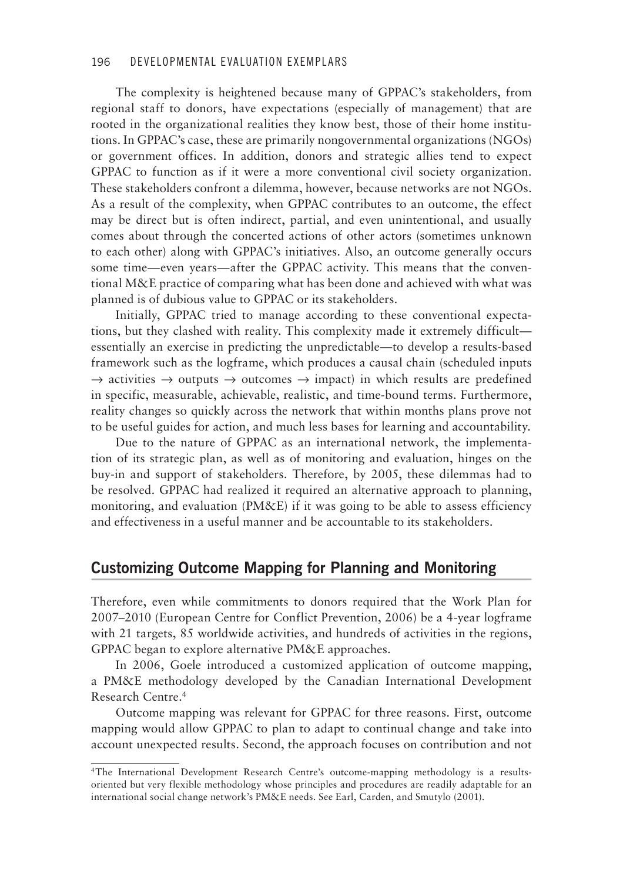The complexity is heightened because many of GPPAC's stakeholders, from regional staff to donors, have expectations (especially of management) that are rooted in the organizational realities they know best, those of their home institutions. In GPPAC's case, these are primarily nongovernmental organizations (NGOs) or government offices. In addition, donors and strategic allies tend to expect GPPAC to function as if it were a more conventional civil society organization. These stakeholders confront a dilemma, however, because networks are not NGOs. As a result of the complexity, when GPPAC contributes to an outcome, the effect may be direct but is often indirect, partial, and even unintentional, and usually comes about through the concerted actions of other actors (sometimes unknown to each other) along with GPPAC's initiatives. Also, an outcome generally occurs some time—even years—after the GPPAC activity. This means that the conventional M&E practice of comparing what has been done and achieved with what was planned is of dubious value to GPPAC or its stakeholders.

Initially, GPPAC tried to manage according to these conventional expectations, but they clashed with reality. This complexity made it extremely difficult—essentially an exercise in predicting the unpredictable—to develop a results-based framework such as the logframe, which produces a causal chain (scheduled inputs → activities → outputs → outcomes → impact) in which results are predefined in specific, measurable, achievable, realistic, and time-bound terms. Furthermore, reality changes so quickly across the network that within months plans prove not to be useful guides for action, and much less bases for learning and accountability.

Due to the nature of GPPAC as an international network, the implementation of its strategic plan, as well as of monitoring and evaluation, hinges on the buy-in and support of stakeholders. Therefore, by 2005, these dilemmas had to be resolved. GPPAC had realized it required an alternative approach to planning, monitoring, and evaluation (PM&E) if it was going to be able to assess efficiency and effectiveness in a useful manner and be accountable to its stakeholders.

## Customizing Outcome Mapping for Planning and Monitoring

Therefore, even while commitments to donors required that the Work Plan for 2007–2010 (European Centre for Conflict Prevention, 2006) be a 4-year logframe with 21 targets, 85 worldwide activities, and hundreds of activities in the regions, GPPAC began to explore alternative PM&E approaches.

In 2006, Goele introduced a customized application of outcome mapping, a PM&E methodology developed by the Canadian International Development Research Centre.[4]

Outcome mapping was relevant for GPPAC for three reasons. First, outcome mapping would allow GPPAC to plan to adapt to continual change and take into account unexpected results. Second, the approach focuses on contribution and not

---

[4] The International Development Research Centre's outcome-mapping methodology is a results-oriented but very flexible methodology whose principles and procedures are readily adaptable for an international social change network's PM&E needs. See Earl, Carden, and Smutylo (2001).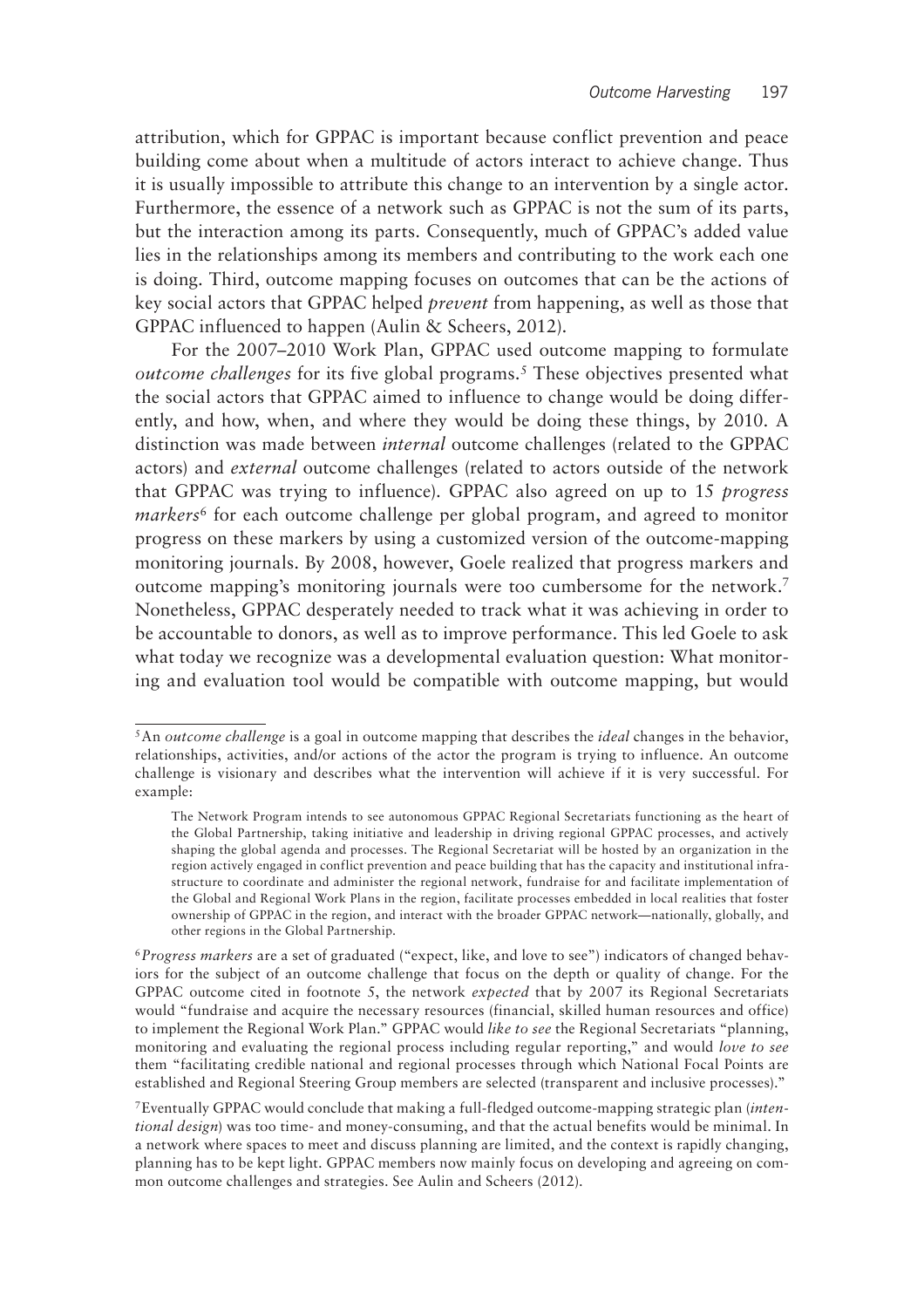attribution, which for GPPAC is important because conflict prevention and peace building come about when a multitude of actors interact to achieve change. Thus it is usually impossible to attribute this change to an intervention by a single actor. Furthermore, the essence of a network such as GPPAC is not the sum of its parts, but the interaction among its parts. Consequently, much of GPPAC's added value lies in the relationships among its members and contributing to the work each one is doing. Third, outcome mapping focuses on outcomes that can be the actions of key social actors that GPPAC helped *prevent* from happening, as well as those that GPPAC influenced to happen (Aulin & Scheers, 2012).

For the 2007–2010 Work Plan, GPPAC used outcome mapping to formulate *outcome challenges* for its five global programs.[5] These objectives presented what the social actors that GPPAC aimed to influence to change would be doing differently, and how, when, and where they would be doing these things, by 2010. A distinction was made between *internal* outcome challenges (related to the GPPAC actors) and *external* outcome challenges (related to actors outside of the network that GPPAC was trying to influence). GPPAC also agreed on up to 15 *progress markers*[6] for each outcome challenge per global program, and agreed to monitor progress on these markers by using a customized version of the outcome-mapping monitoring journals. By 2008, however, Goele realized that progress markers and outcome mapping's monitoring journals were too cumbersome for the network.[7] Nonetheless, GPPAC desperately needed to track what it was achieving in order to be accountable to donors, as well as to improve performance. This led Goele to ask what today we recognize was a developmental evaluation question: What monitoring and evaluation tool would be compatible with outcome mapping, but would

---

[5] An *outcome challenge* is a goal in outcome mapping that describes the *ideal* changes in the behavior, relationships, activities, and/or actions of the actor the program is trying to influence. An outcome challenge is visionary and describes what the intervention will achieve if it is very successful. For example:

> The Network Program intends to see autonomous GPPAC Regional Secretariats functioning as the heart of the Global Partnership, taking initiative and leadership in driving regional GPPAC processes, and actively shaping the global agenda and processes. The Regional Secretariat will be hosted by an organization in the region actively engaged in conflict prevention and peace building that has the capacity and institutional infrastructure to coordinate and administer the regional network, fundraise for and facilitate implementation of the Global and Regional Work Plans in the region, facilitate processes embedded in local realities that foster ownership of GPPAC in the region, and interact with the broader GPPAC network—nationally, globally, and other regions in the Global Partnership.

[6] *Progress markers* are a set of graduated ("expect, like, and love to see") indicators of changed behaviors for the subject of an outcome challenge that focus on the depth or quality of change. For the GPPAC outcome cited in footnote 5, the network *expected* that by 2007 its Regional Secretariats would "fundraise and acquire the necessary resources (financial, skilled human resources and office) to implement the Regional Work Plan." GPPAC would *like to see* the Regional Secretariats "planning, monitoring and evaluating the regional process including regular reporting," and would *love to see* them "facilitating credible national and regional processes through which National Focal Points are established and Regional Steering Group members are selected (transparent and inclusive processes)."

[7] Eventually GPPAC would conclude that making a full-fledged outcome-mapping strategic plan (*intentional design*) was too time- and money-consuming, and that the actual benefits would be minimal. In a network where spaces to meet and discuss planning are limited, and the context is rapidly changing, planning has to be kept light. GPPAC members now mainly focus on developing and agreeing on common outcome challenges and strategies. See Aulin and Scheers (2012).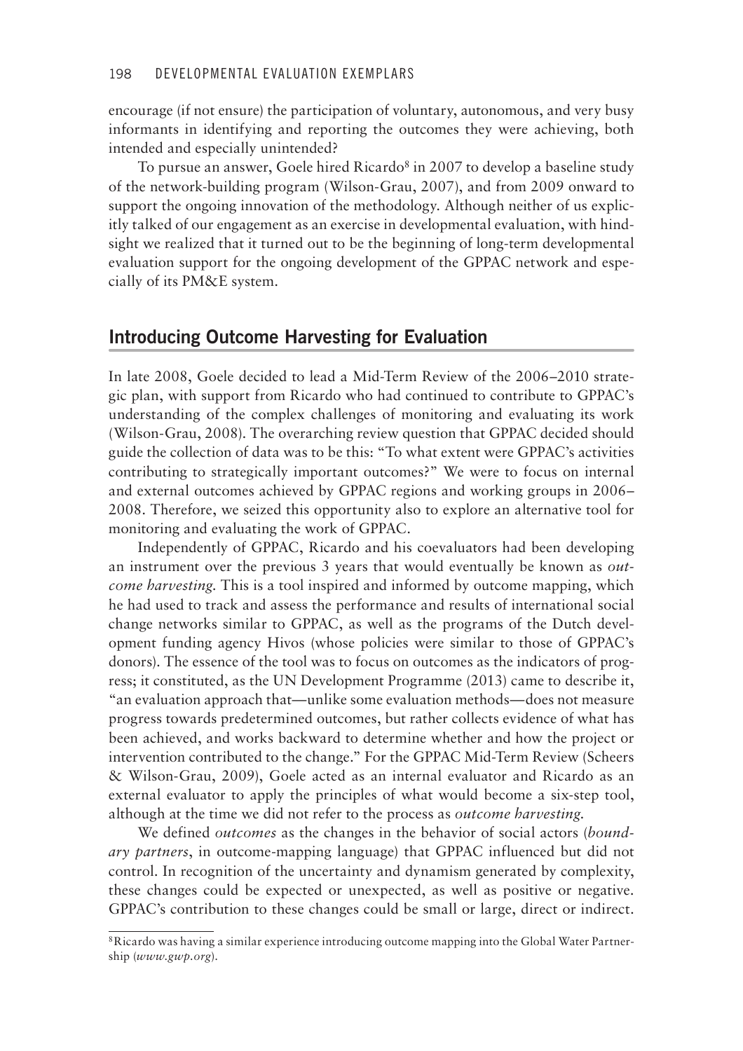encourage (if not ensure) the participation of voluntary, autonomous, and very busy informants in identifying and reporting the outcomes they were achieving, both intended and especially unintended?

To pursue an answer, Goele hired Ricardo[8] in 2007 to develop a baseline study of the network-building program (Wilson-Grau, 2007), and from 2009 onward to support the ongoing innovation of the methodology. Although neither of us explicitly talked of our engagement as an exercise in developmental evaluation, with hindsight we realized that it turned out to be the beginning of long-term developmental evaluation support for the ongoing development of the GPPAC network and especially of its PM&E system.

## Introducing Outcome Harvesting for Evaluation

In late 2008, Goele decided to lead a Mid-Term Review of the 2006–2010 strategic plan, with support from Ricardo who had continued to contribute to GPPAC's understanding of the complex challenges of monitoring and evaluating its work (Wilson-Grau, 2008). The overarching review question that GPPAC decided should guide the collection of data was to be this: "To what extent were GPPAC's activities contributing to strategically important outcomes?" We were to focus on internal and external outcomes achieved by GPPAC regions and working groups in 2006–2008. Therefore, we seized this opportunity also to explore an alternative tool for monitoring and evaluating the work of GPPAC.

Independently of GPPAC, Ricardo and his coevaluators had been developing an instrument over the previous 3 years that would eventually be known as *outcome harvesting*. This is a tool inspired and informed by outcome mapping, which he had used to track and assess the performance and results of international social change networks similar to GPPAC, as well as the programs of the Dutch development funding agency Hivos (whose policies were similar to those of GPPAC's donors). The essence of the tool was to focus on outcomes as the indicators of progress; it constituted, as the UN Development Programme (2013) came to describe it, "an evaluation approach that—unlike some evaluation methods—does not measure progress towards predetermined outcomes, but rather collects evidence of what has been achieved, and works backward to determine whether and how the project or intervention contributed to the change." For the GPPAC Mid-Term Review (Scheers & Wilson-Grau, 2009), Goele acted as an internal evaluator and Ricardo as an external evaluator to apply the principles of what would become a six-step tool, although at the time we did not refer to the process as *outcome harvesting*.

We defined *outcomes* as the changes in the behavior of social actors (*boundary partners*, in outcome-mapping language) that GPPAC influenced but did not control. In recognition of the uncertainty and dynamism generated by complexity, these changes could be expected or unexpected, as well as positive or negative. GPPAC's contribution to these changes could be small or large, direct or indirect.

[8] Ricardo was having a similar experience introducing outcome mapping into the Global Water Partnership (*www.gwp.org*).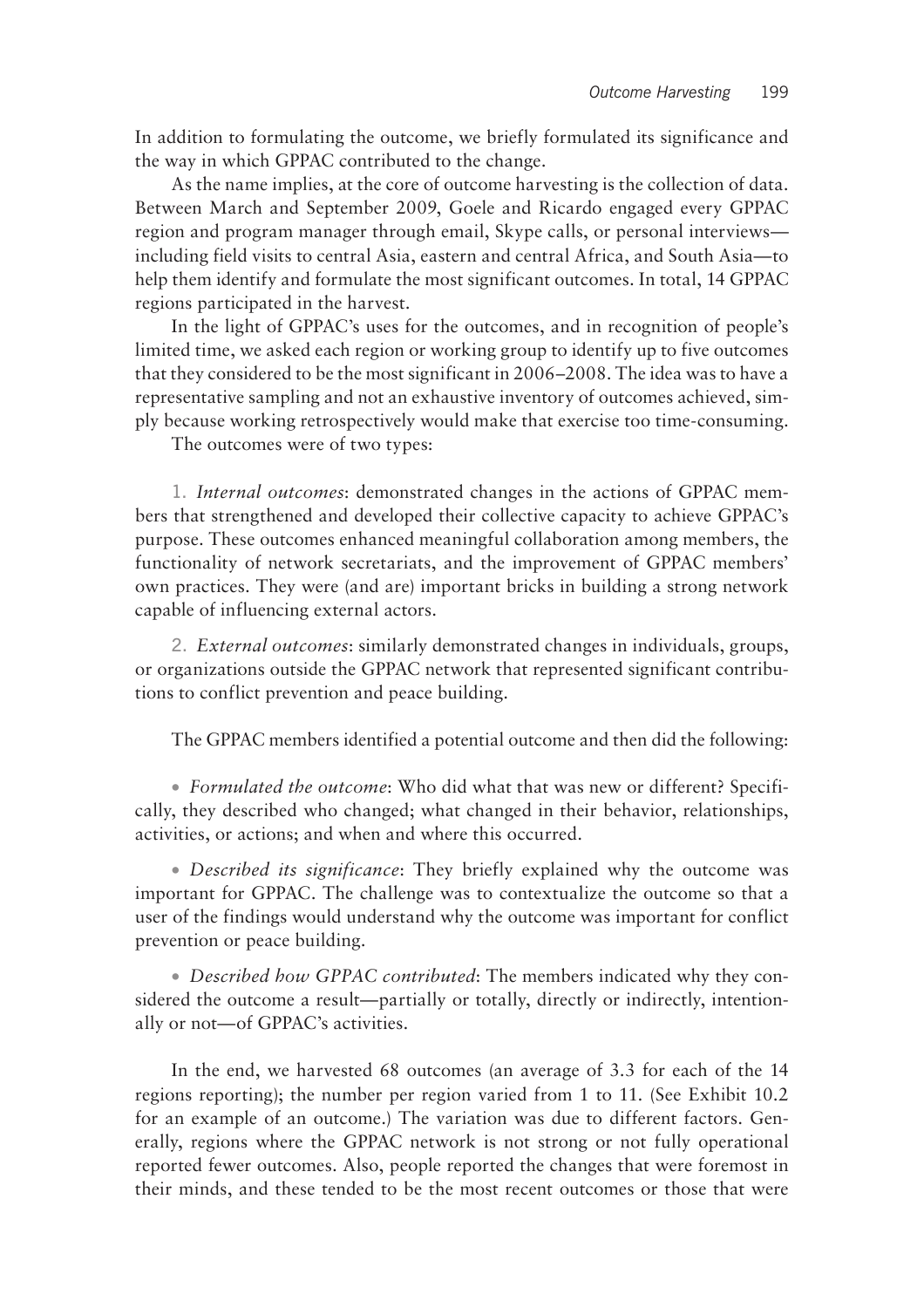In addition to formulating the outcome, we briefly formulated its significance and the way in which GPPAC contributed to the change.

As the name implies, at the core of outcome harvesting is the collection of data. Between March and September 2009, Goele and Ricardo engaged every GPPAC region and program manager through email, Skype calls, or personal interviews—including field visits to central Asia, eastern and central Africa, and South Asia—to help them identify and formulate the most significant outcomes. In total, 14 GPPAC regions participated in the harvest.

In the light of GPPAC's uses for the outcomes, and in recognition of people's limited time, we asked each region or working group to identify up to five outcomes that they considered to be the most significant in 2006–2008. The idea was to have a representative sampling and not an exhaustive inventory of outcomes achieved, simply because working retrospectively would make that exercise too time-consuming.

The outcomes were of two types:

1. *Internal outcomes*: demonstrated changes in the actions of GPPAC members that strengthened and developed their collective capacity to achieve GPPAC's purpose. These outcomes enhanced meaningful collaboration among members, the functionality of network secretariats, and the improvement of GPPAC members' own practices. They were (and are) important bricks in building a strong network capable of influencing external actors.

2. *External outcomes*: similarly demonstrated changes in individuals, groups, or organizations outside the GPPAC network that represented significant contributions to conflict prevention and peace building.

The GPPAC members identified a potential outcome and then did the following:

- *Formulated the outcome*: Who did what that was new or different? Specifically, they described who changed; what changed in their behavior, relationships, activities, or actions; and when and where this occurred.

- *Described its significance*: They briefly explained why the outcome was important for GPPAC. The challenge was to contextualize the outcome so that a user of the findings would understand why the outcome was important for conflict prevention or peace building.

- *Described how GPPAC contributed*: The members indicated why they considered the outcome a result—partially or totally, directly or indirectly, intentionally or not—of GPPAC's activities.

In the end, we harvested 68 outcomes (an average of 3.3 for each of the 14 regions reporting); the number per region varied from 1 to 11. (See Exhibit 10.2 for an example of an outcome.) The variation was due to different factors. Generally, regions where the GPPAC network is not strong or not fully operational reported fewer outcomes. Also, people reported the changes that were foremost in their minds, and these tended to be the most recent outcomes or those that were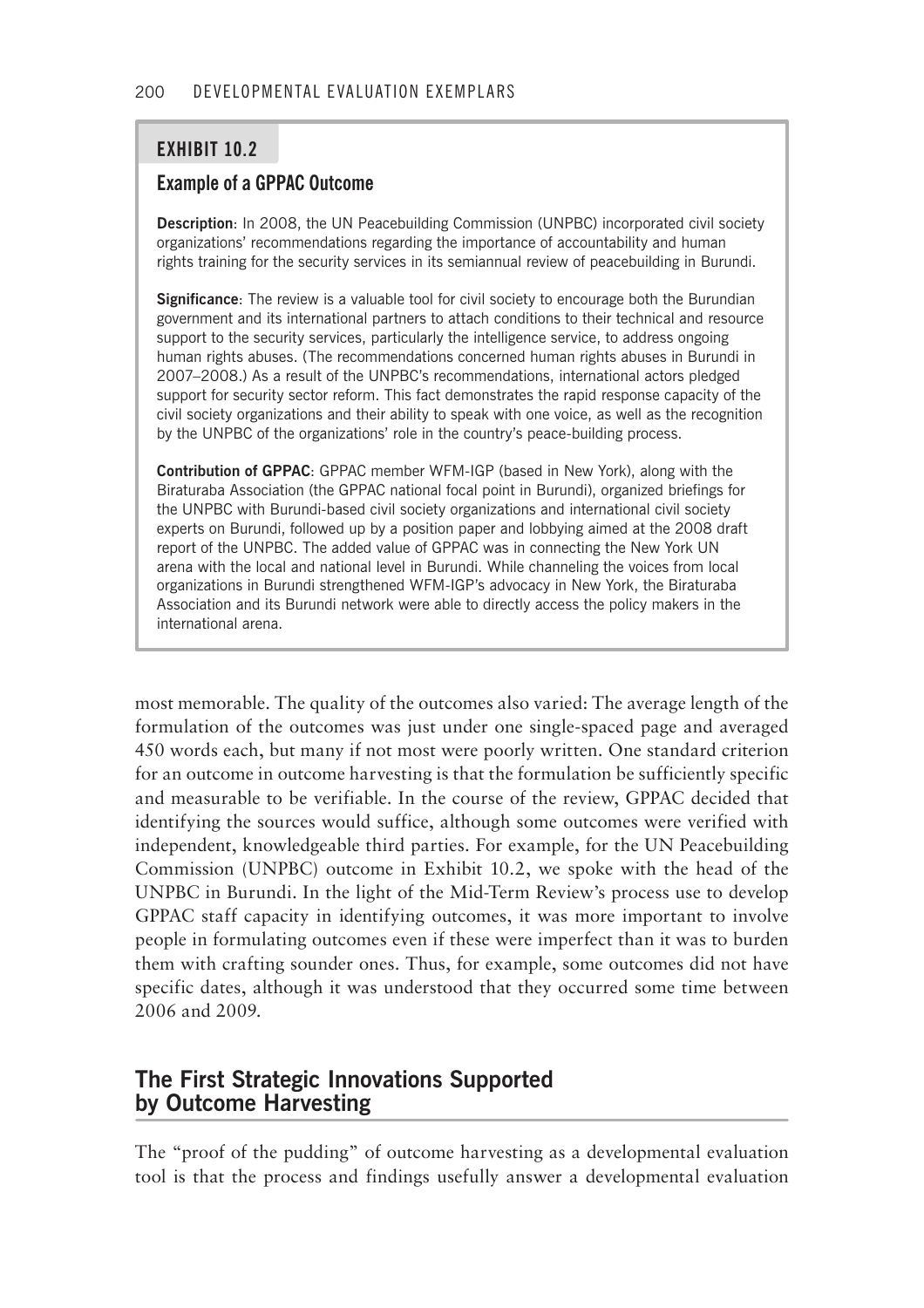## EXHIBIT 10.2

### Example of a GPPAC Outcome

**Description**: In 2008, the UN Peacebuilding Commission (UNPBC) incorporated civil society organizations' recommendations regarding the importance of accountability and human rights training for the security services in its semiannual review of peacebuilding in Burundi.

**Significance**: The review is a valuable tool for civil society to encourage both the Burundian government and its international partners to attach conditions to their technical and resource support to the security services, particularly the intelligence service, to address ongoing human rights abuses. (The recommendations concerned human rights abuses in Burundi in 2007–2008.) As a result of the UNPBC's recommendations, international actors pledged support for security sector reform. This fact demonstrates the rapid response capacity of the civil society organizations and their ability to speak with one voice, as well as the recognition by the UNPBC of the organizations' role in the country's peace-building process.

**Contribution of GPPAC**: GPPAC member WFM-IGP (based in New York), along with the Biraturaba Association (the GPPAC national focal point in Burundi), organized briefings for the UNPBC with Burundi-based civil society organizations and international civil society experts on Burundi, followed up by a position paper and lobbying aimed at the 2008 draft report of the UNPBC. The added value of GPPAC was in connecting the New York UN arena with the local and national level in Burundi. While channeling the voices from local organizations in Burundi strengthened WFM-IGP's advocacy in New York, the Biraturaba Association and its Burundi network were able to directly access the policy makers in the international arena.

most memorable. The quality of the outcomes also varied: The average length of the formulation of the outcomes was just under one single-spaced page and averaged 450 words each, but many if not most were poorly written. One standard criterion for an outcome in outcome harvesting is that the formulation be sufficiently specific and measurable to be verifiable. In the course of the review, GPPAC decided that identifying the sources would suffice, although some outcomes were verified with independent, knowledgeable third parties. For example, for the UN Peacebuilding Commission (UNPBC) outcome in Exhibit 10.2, we spoke with the head of the UNPBC in Burundi. In the light of the Mid-Term Review's process use to develop GPPAC staff capacity in identifying outcomes, it was more important to involve people in formulating outcomes even if these were imperfect than it was to burden them with crafting sounder ones. Thus, for example, some outcomes did not have specific dates, although it was understood that they occurred some time between 2006 and 2009.

## The First Strategic Innovations Supported by Outcome Harvesting

The "proof of the pudding" of outcome harvesting as a developmental evaluation tool is that the process and findings usefully answer a developmental evaluation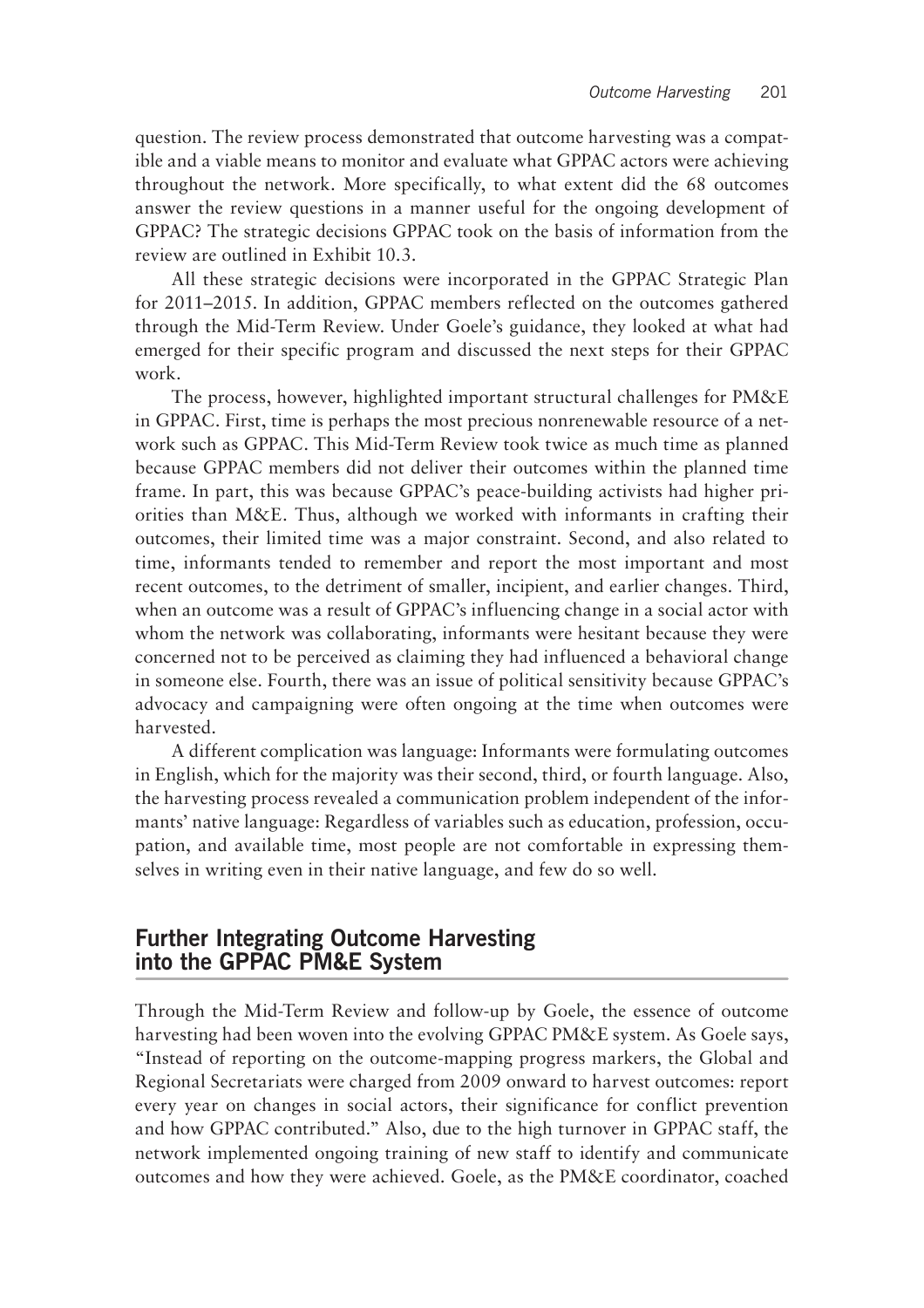question. The review process demonstrated that outcome harvesting was a compatible and a viable means to monitor and evaluate what GPPAC actors were achieving throughout the network. More specifically, to what extent did the 68 outcomes answer the review questions in a manner useful for the ongoing development of GPPAC? The strategic decisions GPPAC took on the basis of information from the review are outlined in Exhibit 10.3.

All these strategic decisions were incorporated in the GPPAC Strategic Plan for 2011–2015. In addition, GPPAC members reflected on the outcomes gathered through the Mid-Term Review. Under Goele's guidance, they looked at what had emerged for their specific program and discussed the next steps for their GPPAC work.

The process, however, highlighted important structural challenges for PM&E in GPPAC. First, time is perhaps the most precious nonrenewable resource of a network such as GPPAC. This Mid-Term Review took twice as much time as planned because GPPAC members did not deliver their outcomes within the planned time frame. In part, this was because GPPAC's peace-building activists had higher priorities than M&E. Thus, although we worked with informants in crafting their outcomes, their limited time was a major constraint. Second, and also related to time, informants tended to remember and report the most important and most recent outcomes, to the detriment of smaller, incipient, and earlier changes. Third, when an outcome was a result of GPPAC's influencing change in a social actor with whom the network was collaborating, informants were hesitant because they were concerned not to be perceived as claiming they had influenced a behavioral change in someone else. Fourth, there was an issue of political sensitivity because GPPAC's advocacy and campaigning were often ongoing at the time when outcomes were harvested.

A different complication was language: Informants were formulating outcomes in English, which for the majority was their second, third, or fourth language. Also, the harvesting process revealed a communication problem independent of the informants' native language: Regardless of variables such as education, profession, occupation, and available time, most people are not comfortable in expressing themselves in writing even in their native language, and few do so well.

## Further Integrating Outcome Harvesting into the GPPAC PM&E System

Through the Mid-Term Review and follow-up by Goele, the essence of outcome harvesting had been woven into the evolving GPPAC PM&E system. As Goele says, "Instead of reporting on the outcome-mapping progress markers, the Global and Regional Secretariats were charged from 2009 onward to harvest outcomes: report every year on changes in social actors, their significance for conflict prevention and how GPPAC contributed." Also, due to the high turnover in GPPAC staff, the network implemented ongoing training of new staff to identify and communicate outcomes and how they were achieved. Goele, as the PM&E coordinator, coached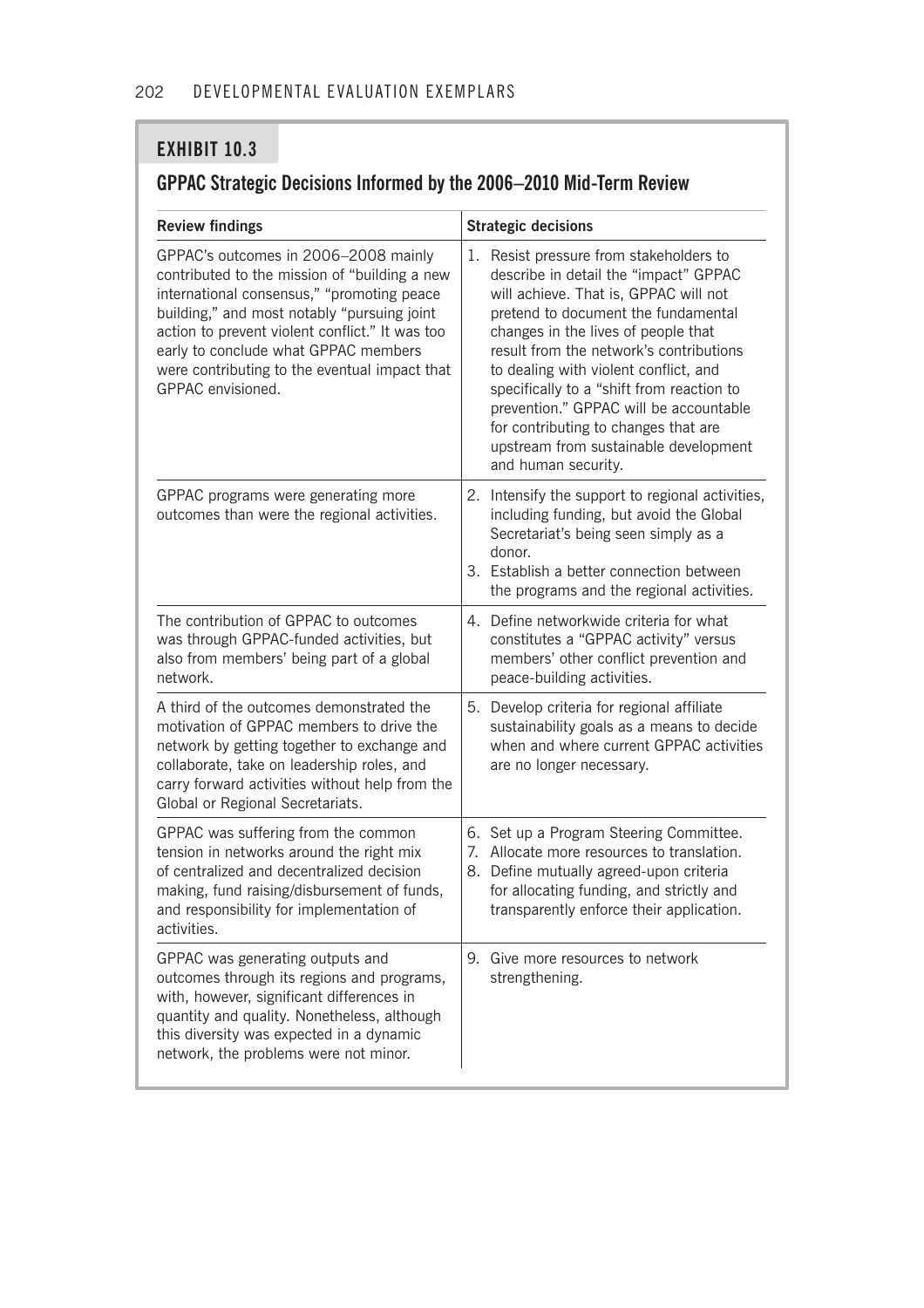## EXHIBIT 10.3

### GPPAC Strategic Decisions Informed by the 2006–2010 Mid-Term Review

| Review findings | Strategic decisions |
| --- | --- |
| GPPAC's outcomes in 2006–2008 mainly contributed to the mission of "building a new international consensus," "promoting peace building," and most notably "pursuing joint action to prevent violent conflict." It was too early to conclude what GPPAC members were contributing to the eventual impact that GPPAC envisioned. | 1. Resist pressure from stakeholders to describe in detail the "impact" GPPAC will achieve. That is, GPPAC will not pretend to document the fundamental changes in the lives of people that result from the network's contributions to dealing with violent conflict, and specifically to a "shift from reaction to prevention." GPPAC will be accountable for contributing to changes that are upstream from sustainable development and human security. |
| GPPAC programs were generating more outcomes than were the regional activities. | 2. Intensify the support to regional activities, including funding, but avoid the Global Secretariat's being seen simply as a donor.<br>3. Establish a better connection between the programs and the regional activities. |
| The contribution of GPPAC to outcomes was through GPPAC-funded activities, but also from members' being part of a global network. | 4. Define networkwide criteria for what constitutes a "GPPAC activity" versus members' other conflict prevention and peace-building activities. |
| A third of the outcomes demonstrated the motivation of GPPAC members to drive the network by getting together to exchange and collaborate, take on leadership roles, and carry forward activities without help from the Global or Regional Secretariats. | 5. Develop criteria for regional affiliate sustainability goals as a means to decide when and where current GPPAC activities are no longer necessary. |
| GPPAC was suffering from the common tension in networks around the right mix of centralized and decentralized decision making, fund raising/disbursement of funds, and responsibility for implementation of activities. | 6. Set up a Program Steering Committee.<br>7. Allocate more resources to translation.<br>8. Define mutually agreed-upon criteria for allocating funding, and strictly and transparently enforce their application. |
| GPPAC was generating outputs and outcomes through its regions and programs, with, however, significant differences in quantity and quality. Nonetheless, although this diversity was expected in a dynamic network, the problems were not minor. | 9. Give more resources to network strengthening. |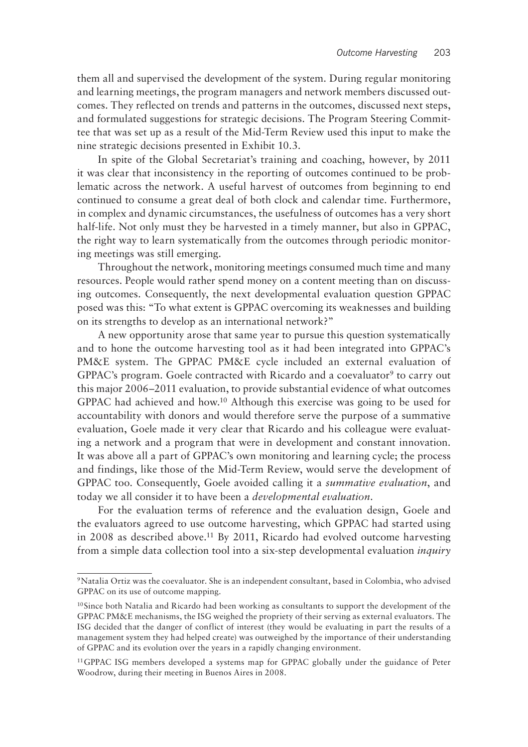them all and supervised the development of the system. During regular monitoring and learning meetings, the program managers and network members discussed outcomes. They reflected on trends and patterns in the outcomes, discussed next steps, and formulated suggestions for strategic decisions. The Program Steering Committee that was set up as a result of the Mid-Term Review used this input to make the nine strategic decisions presented in Exhibit 10.3.

In spite of the Global Secretariat's training and coaching, however, by 2011 it was clear that inconsistency in the reporting of outcomes continued to be problematic across the network. A useful harvest of outcomes from beginning to end continued to consume a great deal of both clock and calendar time. Furthermore, in complex and dynamic circumstances, the usefulness of outcomes has a very short half-life. Not only must they be harvested in a timely manner, but also in GPPAC, the right way to learn systematically from the outcomes through periodic monitoring meetings was still emerging.

Throughout the network, monitoring meetings consumed much time and many resources. People would rather spend money on a content meeting than on discussing outcomes. Consequently, the next developmental evaluation question GPPAC posed was this: "To what extent is GPPAC overcoming its weaknesses and building on its strengths to develop as an international network?"

A new opportunity arose that same year to pursue this question systematically and to hone the outcome harvesting tool as it had been integrated into GPPAC's PM&E system. The GPPAC PM&E cycle included an external evaluation of GPPAC's program. Goele contracted with Ricardo and a coevaluator[9] to carry out this major 2006–2011 evaluation, to provide substantial evidence of what outcomes GPPAC had achieved and how.[10] Although this exercise was going to be used for accountability with donors and would therefore serve the purpose of a summative evaluation, Goele made it very clear that Ricardo and his colleague were evaluating a network and a program that were in development and constant innovation. It was above all a part of GPPAC's own monitoring and learning cycle; the process and findings, like those of the Mid-Term Review, would serve the development of GPPAC too. Consequently, Goele avoided calling it a *summative evaluation*, and today we all consider it to have been a *developmental evaluation*.

For the evaluation terms of reference and the evaluation design, Goele and the evaluators agreed to use outcome harvesting, which GPPAC had started using in 2008 as described above.[11] By 2011, Ricardo had evolved outcome harvesting from a simple data collection tool into a six-step developmental evaluation *inquiry*

---

[9] Natalia Ortiz was the coevaluator. She is an independent consultant, based in Colombia, who advised GPPAC on its use of outcome mapping.

[10] Since both Natalia and Ricardo had been working as consultants to support the development of the GPPAC PM&E mechanisms, the ISG weighed the propriety of their serving as external evaluators. The ISG decided that the danger of conflict of interest (they would be evaluating in part the results of a management system they had helped create) was outweighed by the importance of their understanding of GPPAC and its evolution over the years in a rapidly changing environment.

[11] GPPAC ISG members developed a systems map for GPPAC globally under the guidance of Peter Woodrow, during their meeting in Buenos Aires in 2008.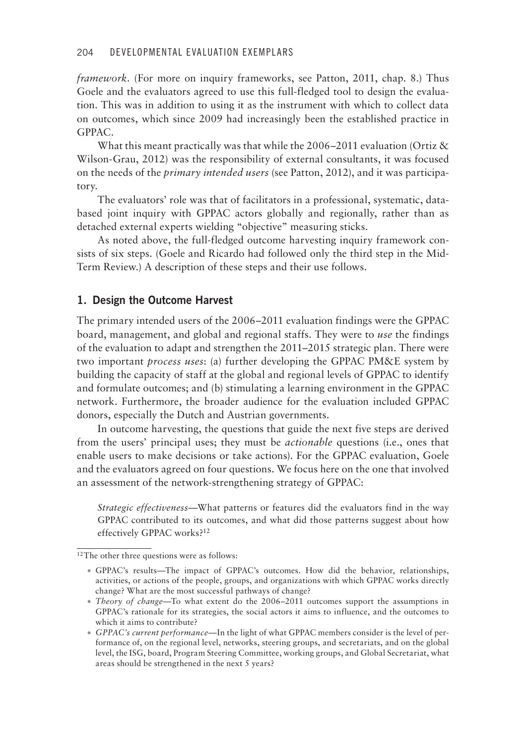*framework*. (For more on inquiry frameworks, see Patton, 2011, chap. 8.) Thus Goele and the evaluators agreed to use this full-fledged tool to design the evaluation. This was in addition to using it as the instrument with which to collect data on outcomes, which since 2009 had increasingly been the established practice in GPPAC.

What this meant practically was that while the 2006–2011 evaluation (Ortiz & Wilson-Grau, 2012) was the responsibility of external consultants, it was focused on the needs of the *primary intended users* (see Patton, 2012), and it was participatory.

The evaluators' role was that of facilitators in a professional, systematic, data-based joint inquiry with GPPAC actors globally and regionally, rather than as detached external experts wielding "objective" measuring sticks.

As noted above, the full-fledged outcome harvesting inquiry framework consists of six steps. (Goele and Ricardo had followed only the third step in the Mid-Term Review.) A description of these steps and their use follows.

## 1. Design the Outcome Harvest

The primary intended users of the 2006–2011 evaluation findings were the GPPAC board, management, and global and regional staffs. They were to *use* the findings of the evaluation to adapt and strengthen the 2011–2015 strategic plan. There were two important *process uses*: (a) further developing the GPPAC PM&E system by building the capacity of staff at the global and regional levels of GPPAC to identify and formulate outcomes; and (b) stimulating a learning environment in the GPPAC network. Furthermore, the broader audience for the evaluation included GPPAC donors, especially the Dutch and Austrian governments.

In outcome harvesting, the questions that guide the next five steps are derived from the users' principal uses; they must be *actionable* questions (i.e., ones that enable users to make decisions or take actions). For the GPPAC evaluation, Goele and the evaluators agreed on four questions. We focus here on the one that involved an assessment of the network-strengthening strategy of GPPAC:

> *Strategic effectiveness*—What patterns or features did the evaluators find in the way GPPAC contributed to its outcomes, and what did those patterns suggest about how effectively GPPAC works?[12]

---

[12] The other three questions were as follows:

- GPPAC's results—The impact of GPPAC's outcomes. How did the behavior, relationships, activities, or actions of the people, groups, and organizations with which GPPAC works directly change? What are the most successful pathways of change?
- *Theory of change*—To what extent do the 2006–2011 outcomes support the assumptions in GPPAC's rationale for its strategies, the social actors it aims to influence, and the outcomes to which it aims to contribute?
- *GPPAC's current performance*—In the light of what GPPAC members consider is the level of performance of, on the regional level, networks, steering groups, and secretariats, and on the global level, the ISG, board, Program Steering Committee, working groups, and Global Secretariat, what areas should be strengthened in the next 5 years?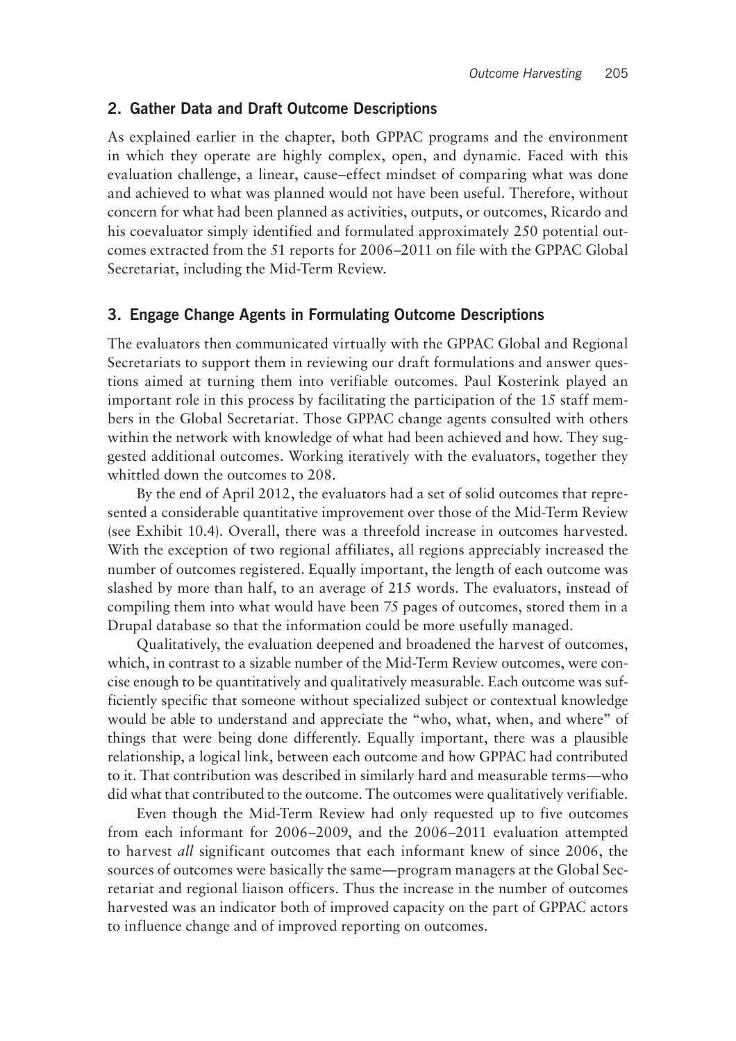## 2. Gather Data and Draft Outcome Descriptions

As explained earlier in the chapter, both GPPAC programs and the environment in which they operate are highly complex, open, and dynamic. Faced with this evaluation challenge, a linear, cause–effect mindset of comparing what was done and achieved to what was planned would not have been useful. Therefore, without concern for what had been planned as activities, outputs, or outcomes, Ricardo and his coevaluator simply identified and formulated approximately 250 potential outcomes extracted from the 51 reports for 2006–2011 on file with the GPPAC Global Secretariat, including the Mid-Term Review.

## 3. Engage Change Agents in Formulating Outcome Descriptions

The evaluators then communicated virtually with the GPPAC Global and Regional Secretariats to support them in reviewing our draft formulations and answer questions aimed at turning them into verifiable outcomes. Paul Kosterink played an important role in this process by facilitating the participation of the 15 staff members in the Global Secretariat. Those GPPAC change agents consulted with others within the network with knowledge of what had been achieved and how. They suggested additional outcomes. Working iteratively with the evaluators, together they whittled down the outcomes to 208.

By the end of April 2012, the evaluators had a set of solid outcomes that represented a considerable quantitative improvement over those of the Mid-Term Review (see Exhibit 10.4). Overall, there was a threefold increase in outcomes harvested. With the exception of two regional affiliates, all regions appreciably increased the number of outcomes registered. Equally important, the length of each outcome was slashed by more than half, to an average of 215 words. The evaluators, instead of compiling them into what would have been 75 pages of outcomes, stored them in a Drupal database so that the information could be more usefully managed.

Qualitatively, the evaluation deepened and broadened the harvest of outcomes, which, in contrast to a sizable number of the Mid-Term Review outcomes, were concise enough to be quantitatively and qualitatively measurable. Each outcome was sufficiently specific that someone without specialized subject or contextual knowledge would be able to understand and appreciate the "who, what, when, and where" of things that were being done differently. Equally important, there was a plausible relationship, a logical link, between each outcome and how GPPAC had contributed to it. That contribution was described in similarly hard and measurable terms—who did what that contributed to the outcome. The outcomes were qualitatively verifiable.

Even though the Mid-Term Review had only requested up to five outcomes from each informant for 2006–2009, and the 2006–2011 evaluation attempted to harvest *all* significant outcomes that each informant knew of since 2006, the sources of outcomes were basically the same—program managers at the Global Secretariat and regional liaison officers. Thus the increase in the number of outcomes harvested was an indicator both of improved capacity on the part of GPPAC actors to influence change and of improved reporting on outcomes.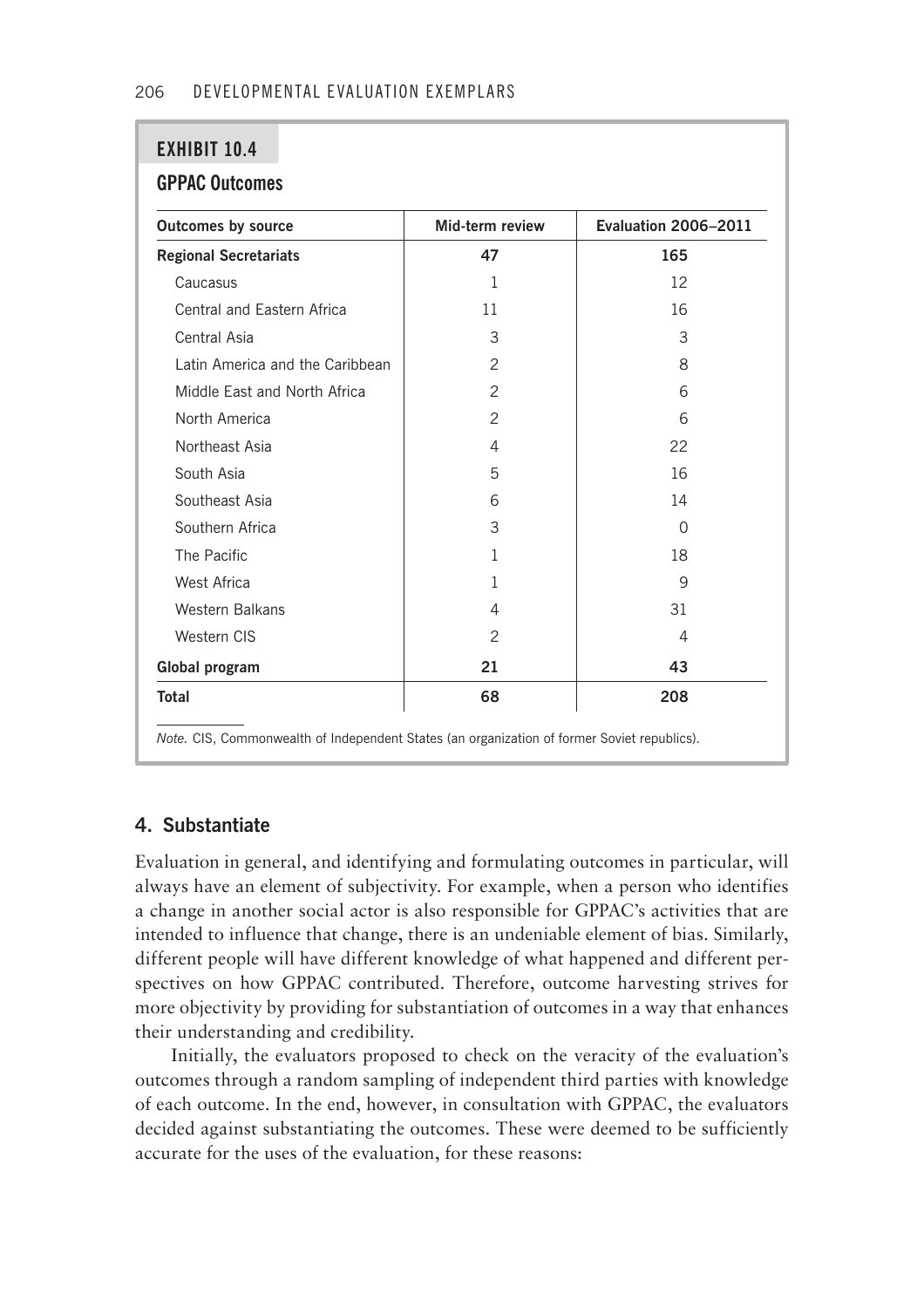**EXHIBIT 10.4**

**GPPAC Outcomes**

| Outcomes by source | Mid-term review | Evaluation 2006–2011 |
|---|---|---|
| **Regional Secretariats** | **47** | **165** |
| Caucasus | 1 | 12 |
| Central and Eastern Africa | 11 | 16 |
| Central Asia | 3 | 3 |
| Latin America and the Caribbean | 2 | 8 |
| Middle East and North Africa | 2 | 6 |
| North America | 2 | 6 |
| Northeast Asia | 4 | 22 |
| South Asia | 5 | 16 |
| Southeast Asia | 6 | 14 |
| Southern Africa | 3 | 0 |
| The Pacific | 1 | 18 |
| West Africa | 1 | 9 |
| Western Balkans | 4 | 31 |
| Western CIS | 2 | 4 |
| **Global program** | **21** | **43** |
| **Total** | **68** | **208** |

*Note.* CIS, Commonwealth of Independent States (an organization of former Soviet republics).

## 4. Substantiate

Evaluation in general, and identifying and formulating outcomes in particular, will always have an element of subjectivity. For example, when a person who identifies a change in another social actor is also responsible for GPPAC's activities that are intended to influence that change, there is an undeniable element of bias. Similarly, different people will have different knowledge of what happened and different perspectives on how GPPAC contributed. Therefore, outcome harvesting strives for more objectivity by providing for substantiation of outcomes in a way that enhances their understanding and credibility.

Initially, the evaluators proposed to check on the veracity of the evaluation's outcomes through a random sampling of independent third parties with knowledge of each outcome. In the end, however, in consultation with GPPAC, the evaluators decided against substantiating the outcomes. These were deemed to be sufficiently accurate for the uses of the evaluation, for these reasons: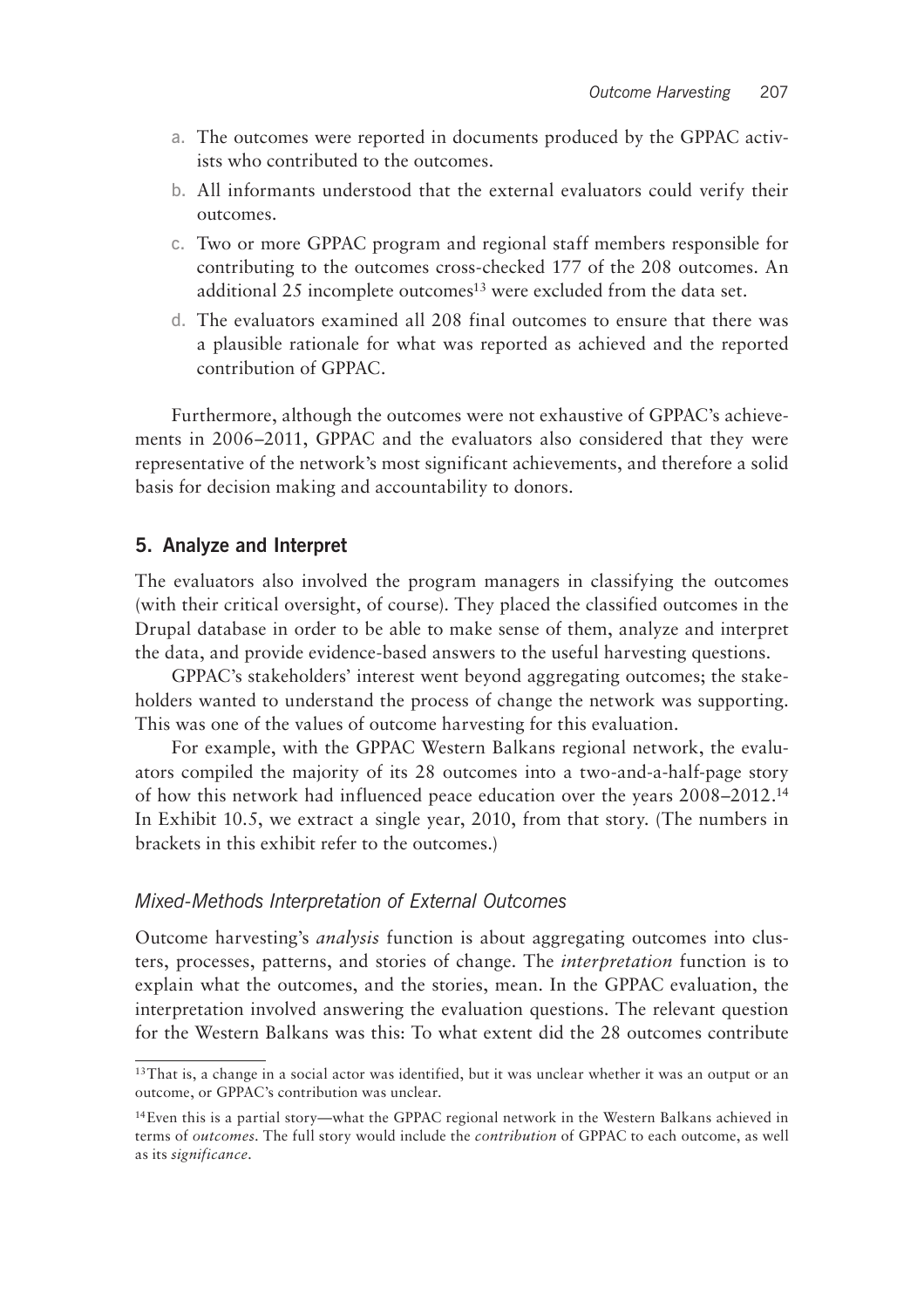a. The outcomes were reported in documents produced by the GPPAC activists who contributed to the outcomes.
b. All informants understood that the external evaluators could verify their outcomes.
c. Two or more GPPAC program and regional staff members responsible for contributing to the outcomes cross-checked 177 of the 208 outcomes. An additional 25 incomplete outcomes[13] were excluded from the data set.
d. The evaluators examined all 208 final outcomes to ensure that there was a plausible rationale for what was reported as achieved and the reported contribution of GPPAC.

Furthermore, although the outcomes were not exhaustive of GPPAC's achievements in 2006–2011, GPPAC and the evaluators also considered that they were representative of the network's most significant achievements, and therefore a solid basis for decision making and accountability to donors.

## 5. Analyze and Interpret

The evaluators also involved the program managers in classifying the outcomes (with their critical oversight, of course). They placed the classified outcomes in the Drupal database in order to be able to make sense of them, analyze and interpret the data, and provide evidence-based answers to the useful harvesting questions.

GPPAC's stakeholders' interest went beyond aggregating outcomes; the stakeholders wanted to understand the process of change the network was supporting. This was one of the values of outcome harvesting for this evaluation.

For example, with the GPPAC Western Balkans regional network, the evaluators compiled the majority of its 28 outcomes into a two-and-a-half-page story of how this network had influenced peace education over the years 2008–2012.[14] In Exhibit 10.5, we extract a single year, 2010, from that story. (The numbers in brackets in this exhibit refer to the outcomes.)

### *Mixed-Methods Interpretation of External Outcomes*

Outcome harvesting's *analysis* function is about aggregating outcomes into clusters, processes, patterns, and stories of change. The *interpretation* function is to explain what the outcomes, and the stories, mean. In the GPPAC evaluation, the interpretation involved answering the evaluation questions. The relevant question for the Western Balkans was this: To what extent did the 28 outcomes contribute

---

[13] That is, a change in a social actor was identified, but it was unclear whether it was an output or an outcome, or GPPAC's contribution was unclear.

[14] Even this is a partial story—what the GPPAC regional network in the Western Balkans achieved in terms of *outcomes*. The full story would include the *contribution* of GPPAC to each outcome, as well as its *significance*.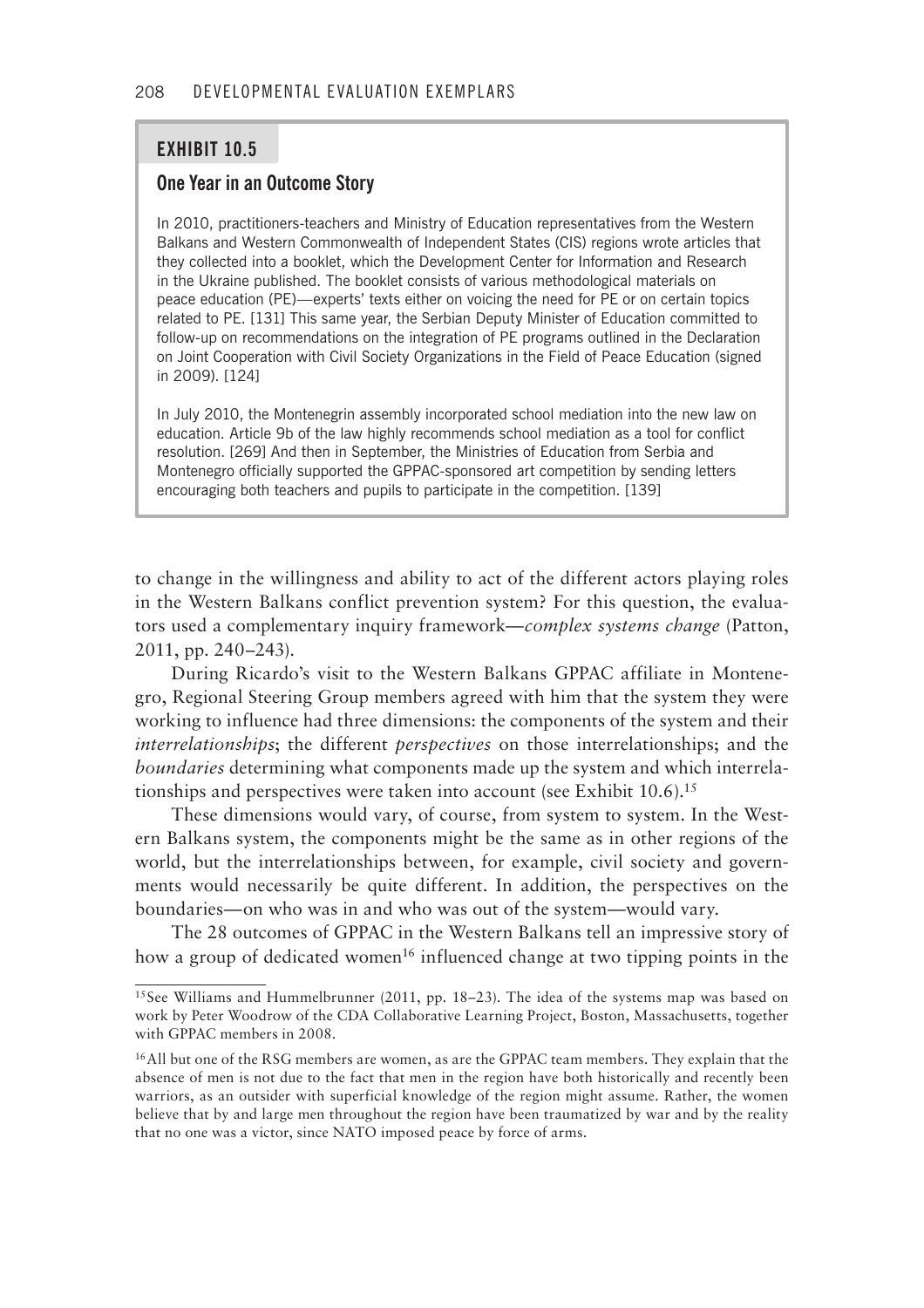## EXHIBIT 10.5

### One Year in an Outcome Story

In 2010, practitioners-teachers and Ministry of Education representatives from the Western Balkans and Western Commonwealth of Independent States (CIS) regions wrote articles that they collected into a booklet, which the Development Center for Information and Research in the Ukraine published. The booklet consists of various methodological materials on peace education (PE)—experts' texts either on voicing the need for PE or on certain topics related to PE. [131] This same year, the Serbian Deputy Minister of Education committed to follow-up on recommendations on the integration of PE programs outlined in the Declaration on Joint Cooperation with Civil Society Organizations in the Field of Peace Education (signed in 2009). [124]

In July 2010, the Montenegrin assembly incorporated school mediation into the new law on education. Article 9b of the law highly recommends school mediation as a tool for conflict resolution. [269] And then in September, the Ministries of Education from Serbia and Montenegro officially supported the GPPAC-sponsored art competition by sending letters encouraging both teachers and pupils to participate in the competition. [139]

to change in the willingness and ability to act of the different actors playing roles in the Western Balkans conflict prevention system? For this question, the evaluators used a complementary inquiry framework—*complex systems change* (Patton, 2011, pp. 240–243).

During Ricardo's visit to the Western Balkans GPPAC affiliate in Montenegro, Regional Steering Group members agreed with him that the system they were working to influence had three dimensions: the components of the system and their *interrelationships*; the different *perspectives* on those interrelationships; and the *boundaries* determining what components made up the system and which interrelationships and perspectives were taken into account (see Exhibit 10.6).[15]

These dimensions would vary, of course, from system to system. In the Western Balkans system, the components might be the same as in other regions of the world, but the interrelationships between, for example, civil society and governments would necessarily be quite different. In addition, the perspectives on the boundaries—on who was in and who was out of the system—would vary.

The 28 outcomes of GPPAC in the Western Balkans tell an impressive story of how a group of dedicated women[16] influenced change at two tipping points in the

---

[15] See Williams and Hummelbrunner (2011, pp. 18–23). The idea of the systems map was based on work by Peter Woodrow of the CDA Collaborative Learning Project, Boston, Massachusetts, together with GPPAC members in 2008.

[16] All but one of the RSG members are women, as are the GPPAC team members. They explain that the absence of men is not due to the fact that men in the region have both historically and recently been warriors, as an outsider with superficial knowledge of the region might assume. Rather, the women believe that by and large men throughout the region have been traumatized by war and by the reality that no one was a victor, since NATO imposed peace by force of arms.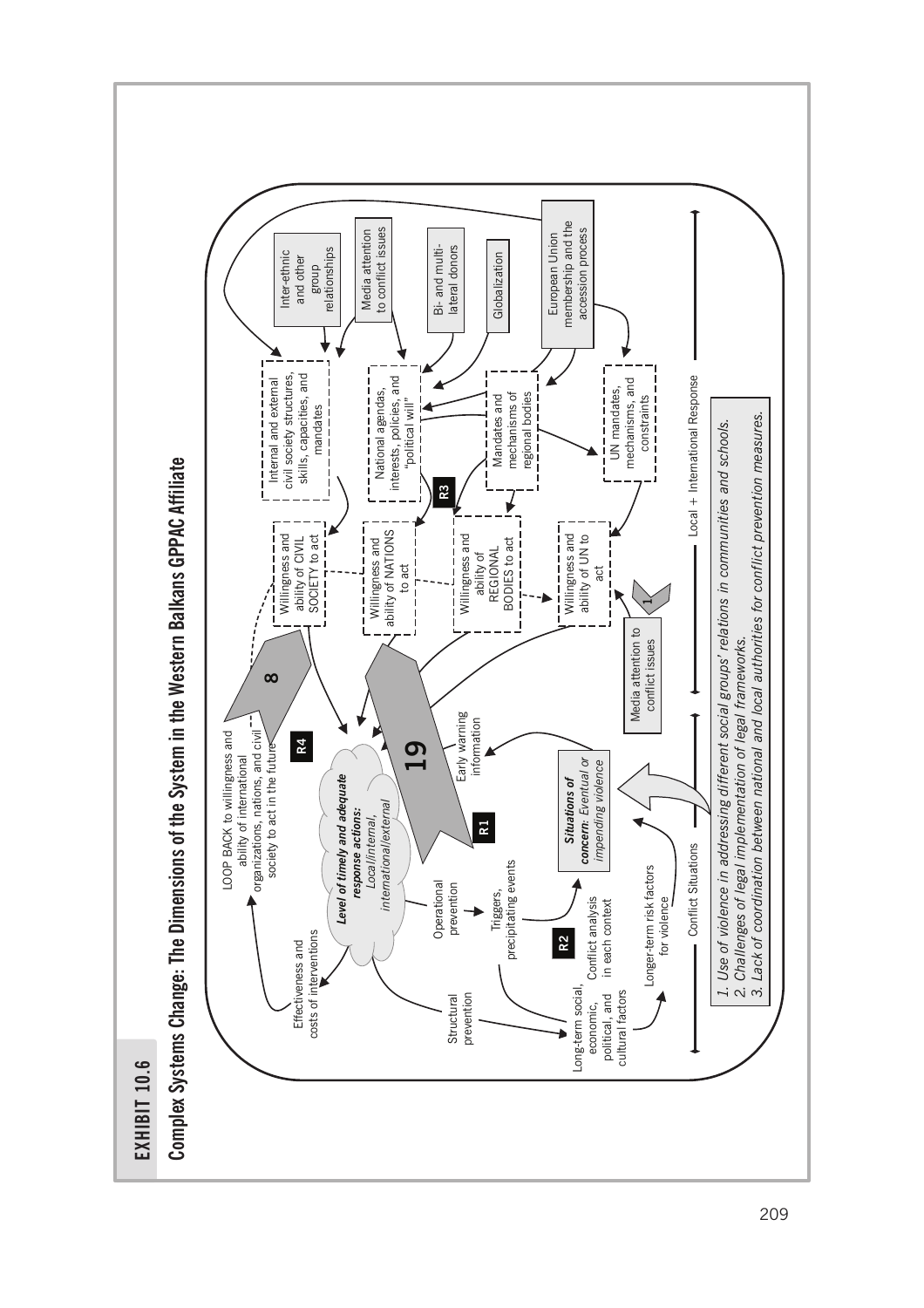## EXHIBIT 10.6

### Complex Systems Change: The Dimensions of the System in the Western Balkans GPPAC Affiliate

Inter-ethnic and other group relationships

Media attention to conflict issues

Bi- and multi-lateral donors

Globalization

European Union membership and the accession process

Internal and external civil society structures, skills, capacities, and mandates

National agendas, interests, policies, and "political will"

Mandates and mechanisms of regional bodies

UN mandates, mechanisms, and constraints

Willingness and ability of CIVIL SOCIETY to act

Willingness and ability of NATIONS to act

Willingness and ability of REGIONAL BODIES to act

Willingness and ability of UN to act

Media attention to conflict issues

LOOP BACK to willingness and ability of international organizations, nations, and civil society to act in the future

Effectiveness and costs of interventions

*Level of timely and adequate response actions: Local/internal, international/external*

Structural prevention

Operational prevention

Triggers, precipitating events

Early warning information

*Situations of concern: Eventual or impending violence*

Conflict analysis in each context

Long-term social, economic, political, and cultural factors

Longer-term risk factors for violence

R1 R2 R3 R4

8 19 1

Conflict Situations — Local + International Response

1. *Use of violence in addressing different social groups' relations in communities and schools.*
2. *Challenges of legal implementation of legal frameworks.*
3. *Lack of coordination between national and local authorities for conflict prevention measures.*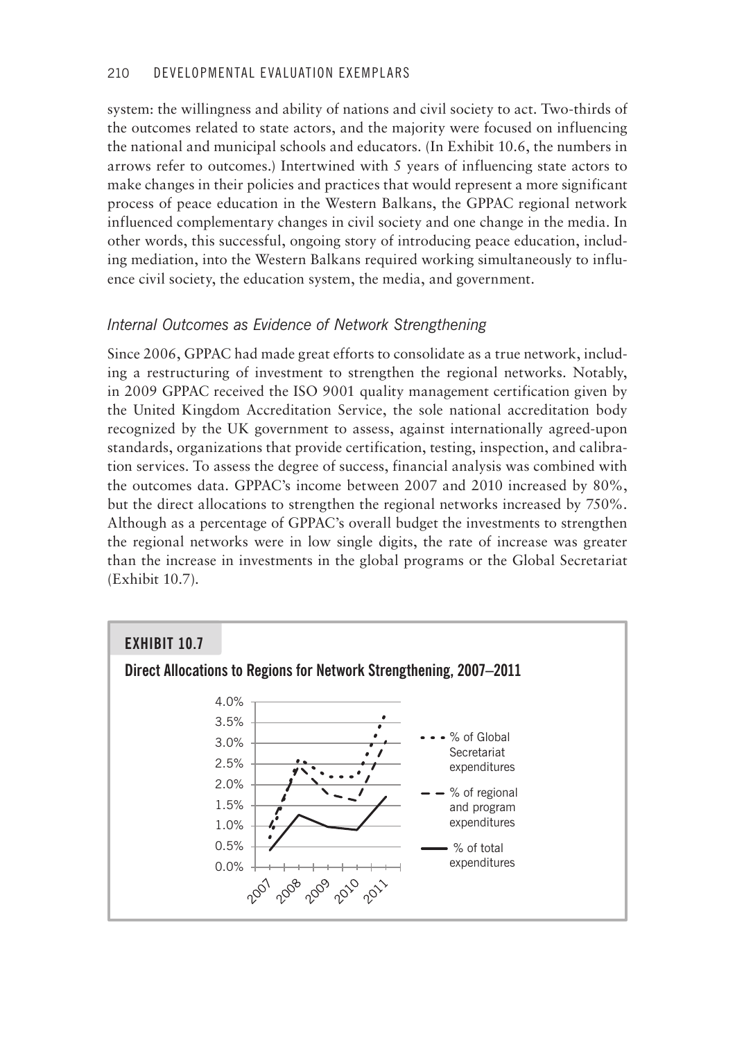system: the willingness and ability of nations and civil society to act. Two-thirds of the outcomes related to state actors, and the majority were focused on influencing the national and municipal schools and educators. (In Exhibit 10.6, the numbers in arrows refer to outcomes.) Intertwined with 5 years of influencing state actors to make changes in their policies and practices that would represent a more significant process of peace education in the Western Balkans, the GPPAC regional network influenced complementary changes in civil society and one change in the media. In other words, this successful, ongoing story of introducing peace education, including mediation, into the Western Balkans required working simultaneously to influence civil society, the education system, the media, and government.

### *Internal Outcomes as Evidence of Network Strengthening*

Since 2006, GPPAC had made great efforts to consolidate as a true network, including a restructuring of investment to strengthen the regional networks. Notably, in 2009 GPPAC received the ISO 9001 quality management certification given by the United Kingdom Accreditation Service, the sole national accreditation body recognized by the UK government to assess, against internationally agreed-upon standards, organizations that provide certification, testing, inspection, and calibration services. To assess the degree of success, financial analysis was combined with the outcomes data. GPPAC's income between 2007 and 2010 increased by 80%, but the direct allocations to strengthen the regional networks increased by 750%. Although as a percentage of GPPAC's overall budget the investments to strengthen the regional networks were in low single digits, the rate of increase was greater than the increase in investments in the global programs or the Global Secretariat (Exhibit 10.7).

**EXHIBIT 10.7**

**Direct Allocations to Regions for Network Strengthening, 2007–2011**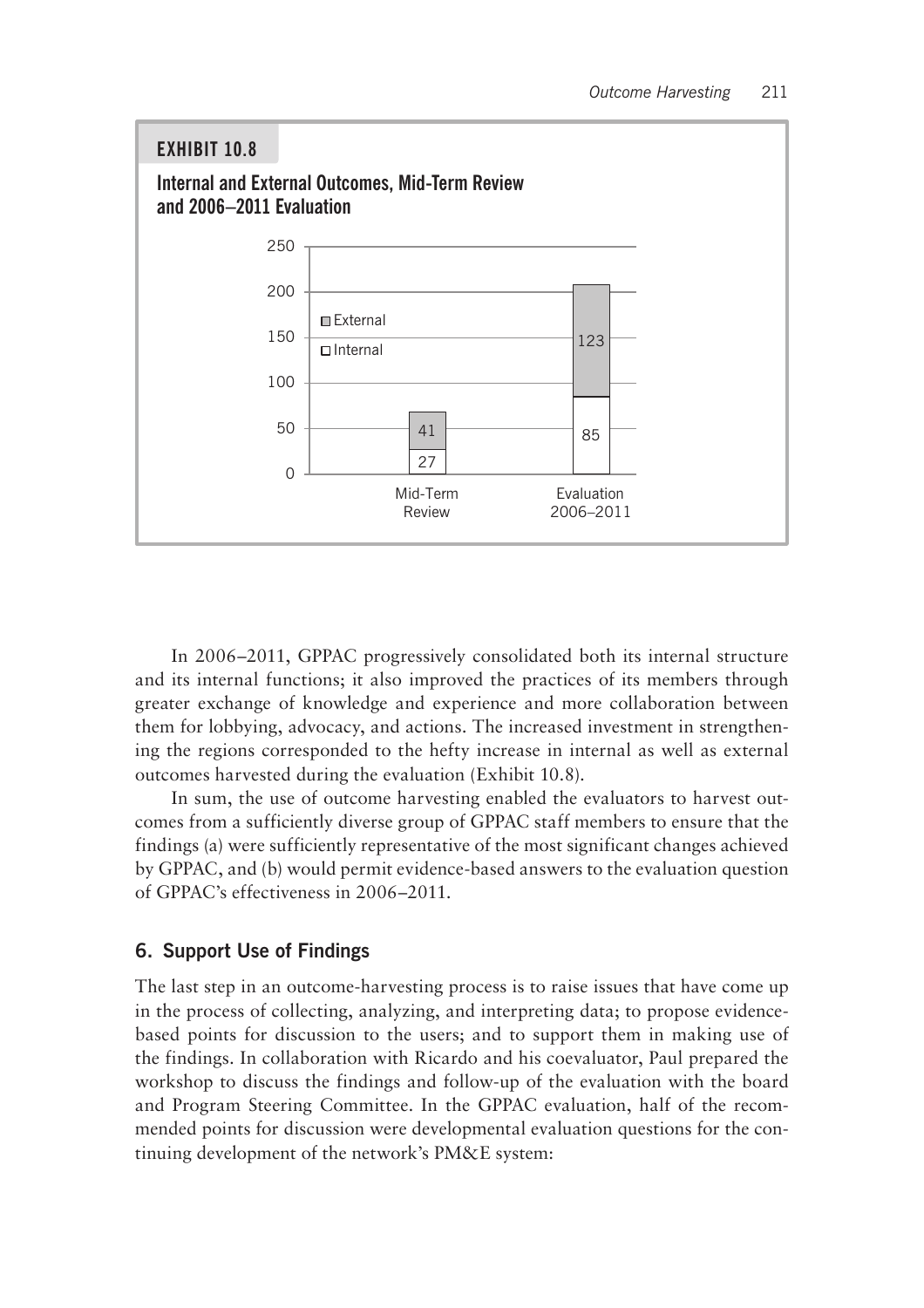**EXHIBIT 10.8**

**Internal and External Outcomes, Mid-Term Review and 2006–2011 Evaluation**

| | Mid-Term Review | Evaluation 2006–2011 |
|---|---|---|
| External | 41 | 123 |
| Internal | 27 | 85 |

In 2006–2011, GPPAC progressively consolidated both its internal structure and its internal functions; it also improved the practices of its members through greater exchange of knowledge and experience and more collaboration between them for lobbying, advocacy, and actions. The increased investment in strengthening the regions corresponded to the hefty increase in internal as well as external outcomes harvested during the evaluation (Exhibit 10.8).

In sum, the use of outcome harvesting enabled the evaluators to harvest outcomes from a sufficiently diverse group of GPPAC staff members to ensure that the findings (a) were sufficiently representative of the most significant changes achieved by GPPAC, and (b) would permit evidence-based answers to the evaluation question of GPPAC's effectiveness in 2006–2011.

## 6. Support Use of Findings

The last step in an outcome-harvesting process is to raise issues that have come up in the process of collecting, analyzing, and interpreting data; to propose evidence-based points for discussion to the users; and to support them in making use of the findings. In collaboration with Ricardo and his coevaluator, Paul prepared the workshop to discuss the findings and follow-up of the evaluation with the board and Program Steering Committee. In the GPPAC evaluation, half of the recommended points for discussion were developmental evaluation questions for the continuing development of the network's PM&E system: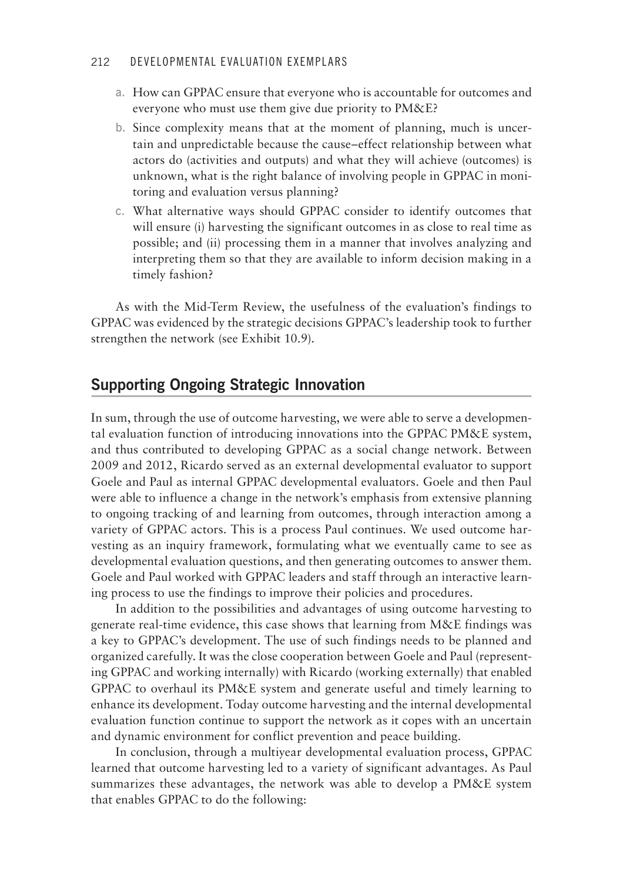a. How can GPPAC ensure that everyone who is accountable for outcomes and everyone who must use them give due priority to PM&E?

b. Since complexity means that at the moment of planning, much is uncertain and unpredictable because the cause–effect relationship between what actors do (activities and outputs) and what they will achieve (outcomes) is unknown, what is the right balance of involving people in GPPAC in monitoring and evaluation versus planning?

c. What alternative ways should GPPAC consider to identify outcomes that will ensure (i) harvesting the significant outcomes in as close to real time as possible; and (ii) processing them in a manner that involves analyzing and interpreting them so that they are available to inform decision making in a timely fashion?

As with the Mid-Term Review, the usefulness of the evaluation's findings to GPPAC was evidenced by the strategic decisions GPPAC's leadership took to further strengthen the network (see Exhibit 10.9).

## Supporting Ongoing Strategic Innovation

In sum, through the use of outcome harvesting, we were able to serve a developmental evaluation function of introducing innovations into the GPPAC PM&E system, and thus contributed to developing GPPAC as a social change network. Between 2009 and 2012, Ricardo served as an external developmental evaluator to support Goele and Paul as internal GPPAC developmental evaluators. Goele and then Paul were able to influence a change in the network's emphasis from extensive planning to ongoing tracking of and learning from outcomes, through interaction among a variety of GPPAC actors. This is a process Paul continues. We used outcome harvesting as an inquiry framework, formulating what we eventually came to see as developmental evaluation questions, and then generating outcomes to answer them. Goele and Paul worked with GPPAC leaders and staff through an interactive learning process to use the findings to improve their policies and procedures.

In addition to the possibilities and advantages of using outcome harvesting to generate real-time evidence, this case shows that learning from M&E findings was a key to GPPAC's development. The use of such findings needs to be planned and organized carefully. It was the close cooperation between Goele and Paul (representing GPPAC and working internally) with Ricardo (working externally) that enabled GPPAC to overhaul its PM&E system and generate useful and timely learning to enhance its development. Today outcome harvesting and the internal developmental evaluation function continue to support the network as it copes with an uncertain and dynamic environment for conflict prevention and peace building.

In conclusion, through a multiyear developmental evaluation process, GPPAC learned that outcome harvesting led to a variety of significant advantages. As Paul summarizes these advantages, the network was able to develop a PM&E system that enables GPPAC to do the following: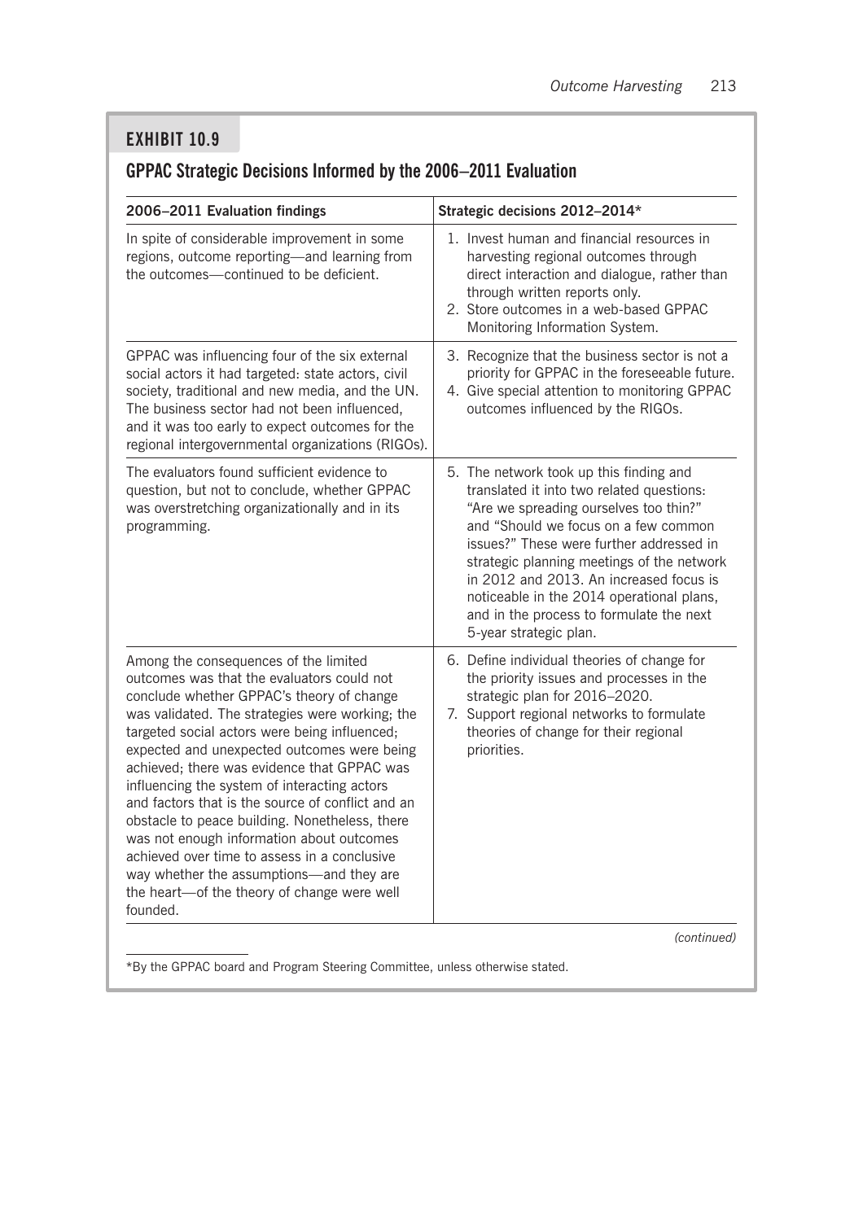## EXHIBIT 10.9

### GPPAC Strategic Decisions Informed by the 2006–2011 Evaluation

| 2006–2011 Evaluation findings | Strategic decisions 2012–2014* |
|---|---|
| In spite of considerable improvement in some regions, outcome reporting—and learning from the outcomes—continued to be deficient. | 1. Invest human and financial resources in harvesting regional outcomes through direct interaction and dialogue, rather than through written reports only.<br>2. Store outcomes in a web-based GPPAC Monitoring Information System. |
| GPPAC was influencing four of the six external social actors it had targeted: state actors, civil society, traditional and new media, and the UN. The business sector had not been influenced, and it was too early to expect outcomes for the regional intergovernmental organizations (RIGOs). | 3. Recognize that the business sector is not a priority for GPPAC in the foreseeable future.<br>4. Give special attention to monitoring GPPAC outcomes influenced by the RIGOs. |
| The evaluators found sufficient evidence to question, but not to conclude, whether GPPAC was overstretching organizationally and in its programming. | 5. The network took up this finding and translated it into two related questions: "Are we spreading ourselves too thin?" and "Should we focus on a few common issues?" These were further addressed in strategic planning meetings of the network in 2012 and 2013. An increased focus is noticeable in the 2014 operational plans, and in the process to formulate the next 5-year strategic plan. |
| Among the consequences of the limited outcomes was that the evaluators could not conclude whether GPPAC's theory of change was validated. The strategies were working; the targeted social actors were being influenced; expected and unexpected outcomes were being achieved; there was evidence that GPPAC was influencing the system of interacting actors and factors that is the source of conflict and an obstacle to peace building. Nonetheless, there was not enough information about outcomes achieved over time to assess in a conclusive way whether the assumptions—and they are the heart—of the theory of change were well founded. | 6. Define individual theories of change for the priority issues and processes in the strategic plan for 2016–2020.<br>7. Support regional networks to formulate theories of change for their regional priorities. |

*(continued)*

*By the GPPAC board and Program Steering Committee, unless otherwise stated.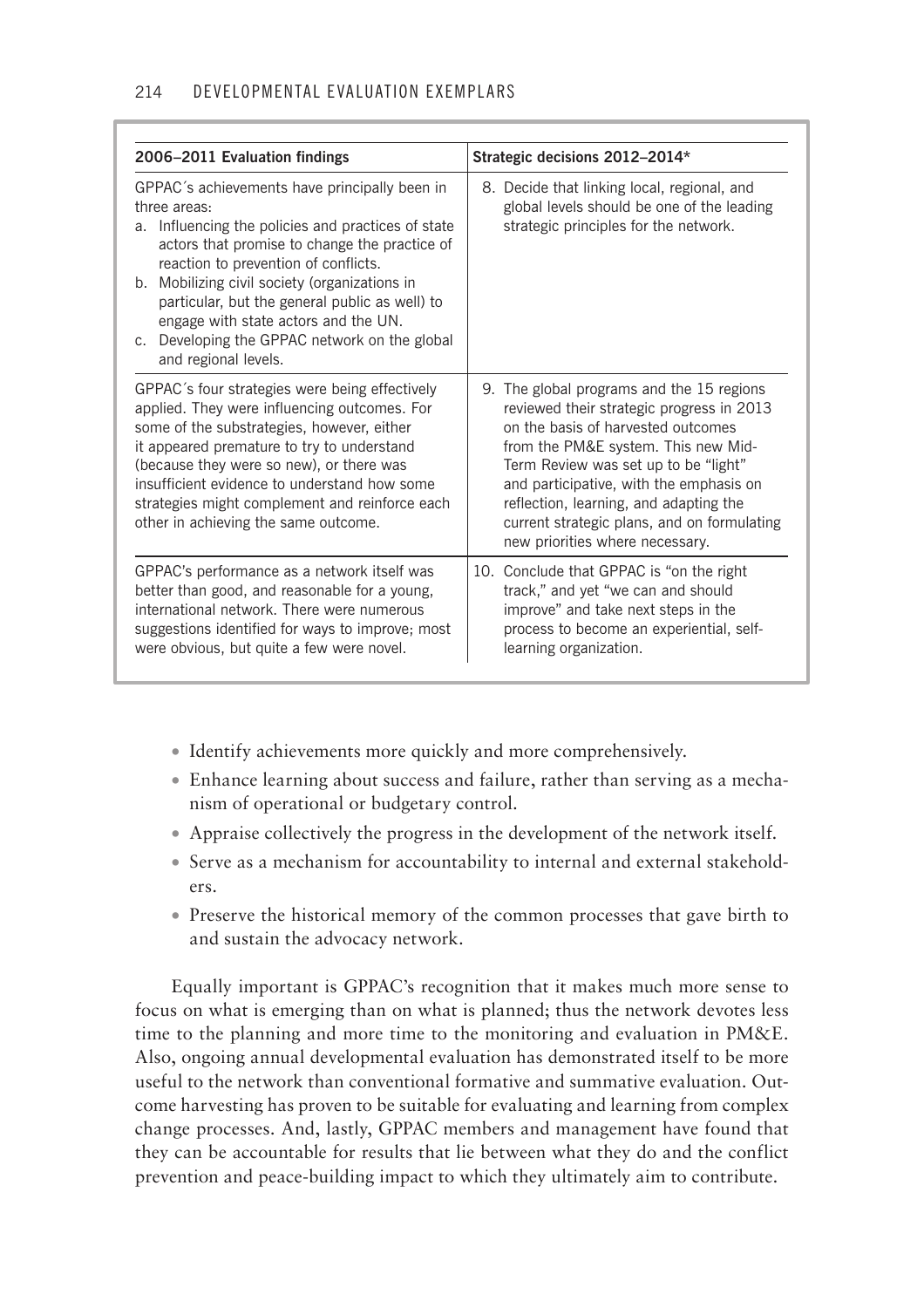| 2006–2011 Evaluation findings | Strategic decisions 2012–2014* |
|---|---|
| GPPAC´s achievements have principally been in three areas:<br>a. Influencing the policies and practices of state actors that promise to change the practice of reaction to prevention of conflicts.<br>b. Mobilizing civil society (organizations in particular, but the general public as well) to engage with state actors and the UN.<br>c. Developing the GPPAC network on the global and regional levels. | 8. Decide that linking local, regional, and global levels should be one of the leading strategic principles for the network. |
| GPPAC´s four strategies were being effectively applied. They were influencing outcomes. For some of the substrategies, however, either it appeared premature to try to understand (because they were so new), or there was insufficient evidence to understand how some strategies might complement and reinforce each other in achieving the same outcome. | 9. The global programs and the 15 regions reviewed their strategic progress in 2013 on the basis of harvested outcomes from the PM&E system. This new Mid-Term Review was set up to be "light" and participative, with the emphasis on reflection, learning, and adapting the current strategic plans, and on formulating new priorities where necessary. |
| GPPAC's performance as a network itself was better than good, and reasonable for a young, international network. There were numerous suggestions identified for ways to improve; most were obvious, but quite a few were novel. | 10. Conclude that GPPAC is "on the right track," and yet "we can and should improve" and take next steps in the process to become an experiential, self-learning organization. |

- Identify achievements more quickly and more comprehensively.
- Enhance learning about success and failure, rather than serving as a mechanism of operational or budgetary control.
- Appraise collectively the progress in the development of the network itself.
- Serve as a mechanism for accountability to internal and external stakeholders.
- Preserve the historical memory of the common processes that gave birth to and sustain the advocacy network.

Equally important is GPPAC's recognition that it makes much more sense to focus on what is emerging than on what is planned; thus the network devotes less time to the planning and more time to the monitoring and evaluation in PM&E. Also, ongoing annual developmental evaluation has demonstrated itself to be more useful to the network than conventional formative and summative evaluation. Outcome harvesting has proven to be suitable for evaluating and learning from complex change processes. And, lastly, GPPAC members and management have found that they can be accountable for results that lie between what they do and the conflict prevention and peace-building impact to which they ultimately aim to contribute.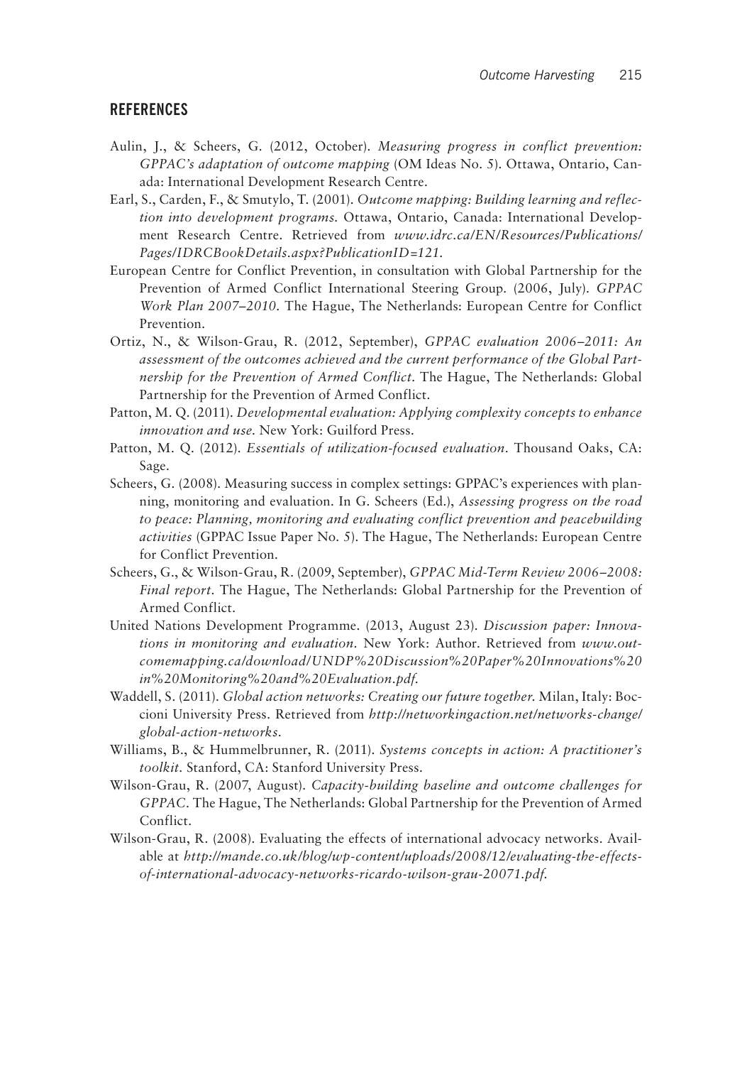## REFERENCES

Aulin, J., & Scheers, G. (2012, October). *Measuring progress in conflict prevention: GPPAC's adaptation of outcome mapping* (OM Ideas No. 5). Ottawa, Ontario, Canada: International Development Research Centre.

Earl, S., Carden, F., & Smutylo, T. (2001). *Outcome mapping: Building learning and reflection into development programs.* Ottawa, Ontario, Canada: International Development Research Centre. Retrieved from *www.idrc.ca/EN/Resources/Publications/Pages/IDRCBookDetails.aspx?PublicationID=121.*

European Centre for Conflict Prevention, in consultation with Global Partnership for the Prevention of Armed Conflict International Steering Group. (2006, July). *GPPAC Work Plan 2007–2010.* The Hague, The Netherlands: European Centre for Conflict Prevention.

Ortiz, N., & Wilson-Grau, R. (2012, September), *GPPAC evaluation 2006–2011: An assessment of the outcomes achieved and the current performance of the Global Partnership for the Prevention of Armed Conflict.* The Hague, The Netherlands: Global Partnership for the Prevention of Armed Conflict.

Patton, M. Q. (2011). *Developmental evaluation: Applying complexity concepts to enhance innovation and use.* New York: Guilford Press.

Patton, M. Q. (2012). *Essentials of utilization-focused evaluation.* Thousand Oaks, CA: Sage.

Scheers, G. (2008). Measuring success in complex settings: GPPAC's experiences with planning, monitoring and evaluation. In G. Scheers (Ed.), *Assessing progress on the road to peace: Planning, monitoring and evaluating conflict prevention and peacebuilding activities* (GPPAC Issue Paper No. 5). The Hague, The Netherlands: European Centre for Conflict Prevention.

Scheers, G., & Wilson-Grau, R. (2009, September), *GPPAC Mid-Term Review 2006–2008: Final report.* The Hague, The Netherlands: Global Partnership for the Prevention of Armed Conflict.

United Nations Development Programme. (2013, August 23). *Discussion paper: Innovations in monitoring and evaluation.* New York: Author. Retrieved from *www.outcomemapping.ca/download/UNDP%20Discussion%20Paper%20Innovations%20in%20Monitoring%20and%20Evaluation.pdf.*

Waddell, S. (2011). *Global action networks: Creating our future together.* Milan, Italy: Boccioni University Press. Retrieved from *http://networkingaction.net/networks-change/global-action-networks.*

Williams, B., & Hummelbrunner, R. (2011). *Systems concepts in action: A practitioner's toolkit.* Stanford, CA: Stanford University Press.

Wilson-Grau, R. (2007, August). *Capacity-building baseline and outcome challenges for GPPAC.* The Hague, The Netherlands: Global Partnership for the Prevention of Armed Conflict.

Wilson-Grau, R. (2008). Evaluating the effects of international advocacy networks. Available at *http://mande.co.uk/blog/wp-content/uploads/2008/12/evaluating-the-effects-of-international-advocacy-networks-ricardo-wilson-grau-20071.pdf.*